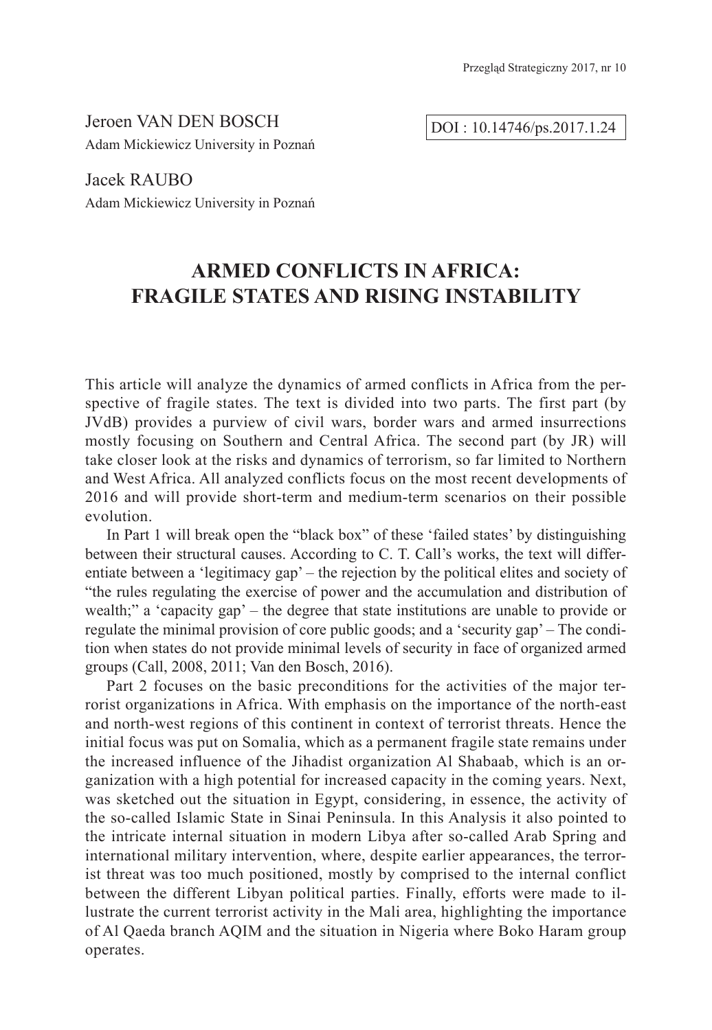Jeroen VAN DEN BOSCH
Adam Mickiewicz University in Poznań

DOI : 10.14746/ps.2017.1.24

Jacek RAUBO
Adam Mickiewicz University in Poznań

# ARMED CONFLICTS IN AFRICA: FRAGILE STATES AND RISING INSTABILITY

This article will analyze the dynamics of armed conflicts in Africa from the perspective of fragile states. The text is divided into two parts. The first part (by JVdB) provides a purview of civil wars, border wars and armed insurrections mostly focusing on Southern and Central Africa. The second part (by JR) will take closer look at the risks and dynamics of terrorism, so far limited to Northern and West Africa. All analyzed conflicts focus on the most recent developments of 2016 and will provide short-term and medium-term scenarios on their possible evolution.

In Part 1 will break open the "black box" of these 'failed states' by distinguishing between their structural causes. According to C. T. Call's works, the text will differentiate between a 'legitimacy gap' – the rejection by the political elites and society of "the rules regulating the exercise of power and the accumulation and distribution of wealth;" a 'capacity gap' – the degree that state institutions are unable to provide or regulate the minimal provision of core public goods; and a 'security gap' – The condition when states do not provide minimal levels of security in face of organized armed groups (Call, 2008, 2011; Van den Bosch, 2016).

Part 2 focuses on the basic preconditions for the activities of the major terrorist organizations in Africa. With emphasis on the importance of the north-east and north-west regions of this continent in context of terrorist threats. Hence the initial focus was put on Somalia, which as a permanent fragile state remains under the increased influence of the Jihadist organization Al Shabaab, which is an organization with a high potential for increased capacity in the coming years. Next, was sketched out the situation in Egypt, considering, in essence, the activity of the so-called Islamic State in Sinai Peninsula. In this Analysis it also pointed to the intricate internal situation in modern Libya after so-called Arab Spring and international military intervention, where, despite earlier appearances, the terrorist threat was too much positioned, mostly by comprised to the internal conflict between the different Libyan political parties. Finally, efforts were made to illustrate the current terrorist activity in the Mali area, highlighting the importance of Al Qaeda branch AQIM and the situation in Nigeria where Boko Haram group operates.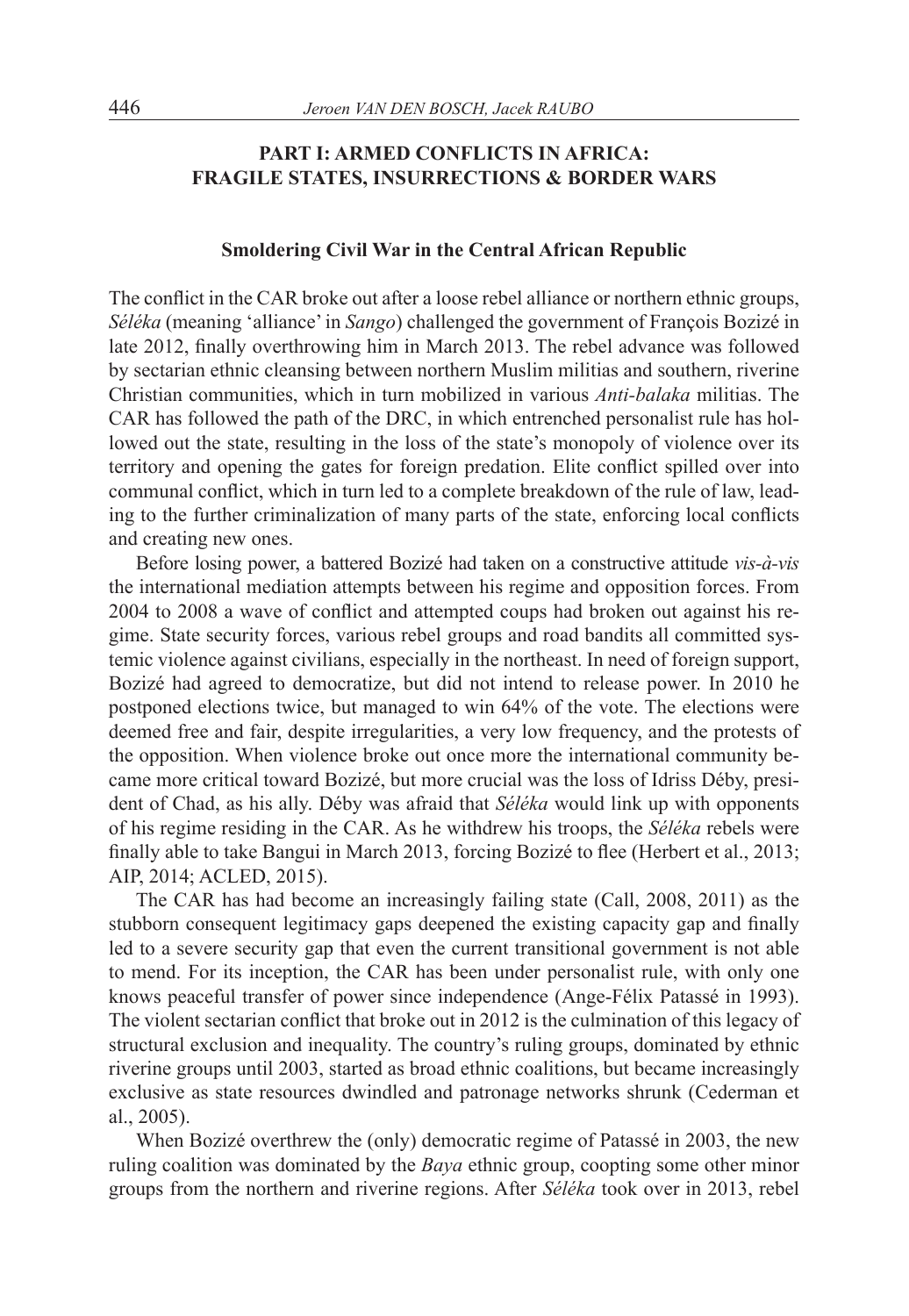## PART I: ARMED CONFLICTS IN AFRICA: FRAGILE STATES, INSURRECTIONS & BORDER WARS

### Smoldering Civil War in the Central African Republic

The conflict in the CAR broke out after a loose rebel alliance or northern ethnic groups, *Séléka* (meaning 'alliance' in *Sango*) challenged the government of François Bozizé in late 2012, finally overthrowing him in March 2013. The rebel advance was followed by sectarian ethnic cleansing between northern Muslim militias and southern, riverine Christian communities, which in turn mobilized in various *Anti-balaka* militias. The CAR has followed the path of the DRC, in which entrenched personalist rule has hollowed out the state, resulting in the loss of the state's monopoly of violence over its territory and opening the gates for foreign predation. Elite conflict spilled over into communal conflict, which in turn led to a complete breakdown of the rule of law, leading to the further criminalization of many parts of the state, enforcing local conflicts and creating new ones.

Before losing power, a battered Bozizé had taken on a constructive attitude *vis-à-vis* the international mediation attempts between his regime and opposition forces. From 2004 to 2008 a wave of conflict and attempted coups had broken out against his regime. State security forces, various rebel groups and road bandits all committed systemic violence against civilians, especially in the northeast. In need of foreign support, Bozizé had agreed to democratize, but did not intend to release power. In 2010 he postponed elections twice, but managed to win 64% of the vote. The elections were deemed free and fair, despite irregularities, a very low frequency, and the protests of the opposition. When violence broke out once more the international community became more critical toward Bozizé, but more crucial was the loss of Idriss Déby, president of Chad, as his ally. Déby was afraid that *Séléka* would link up with opponents of his regime residing in the CAR. As he withdrew his troops, the *Séléka* rebels were finally able to take Bangui in March 2013, forcing Bozizé to flee (Herbert et al., 2013; AIP, 2014; ACLED, 2015).

The CAR has had become an increasingly failing state (Call, 2008, 2011) as the stubborn consequent legitimacy gaps deepened the existing capacity gap and finally led to a severe security gap that even the current transitional government is not able to mend. For its inception, the CAR has been under personalist rule, with only one knows peaceful transfer of power since independence (Ange-Félix Patassé in 1993). The violent sectarian conflict that broke out in 2012 is the culmination of this legacy of structural exclusion and inequality. The country's ruling groups, dominated by ethnic riverine groups until 2003, started as broad ethnic coalitions, but became increasingly exclusive as state resources dwindled and patronage networks shrunk (Cederman et al., 2005).

When Bozizé overthrew the (only) democratic regime of Patassé in 2003, the new ruling coalition was dominated by the *Baya* ethnic group, coopting some other minor groups from the northern and riverine regions. After *Séléka* took over in 2013, rebel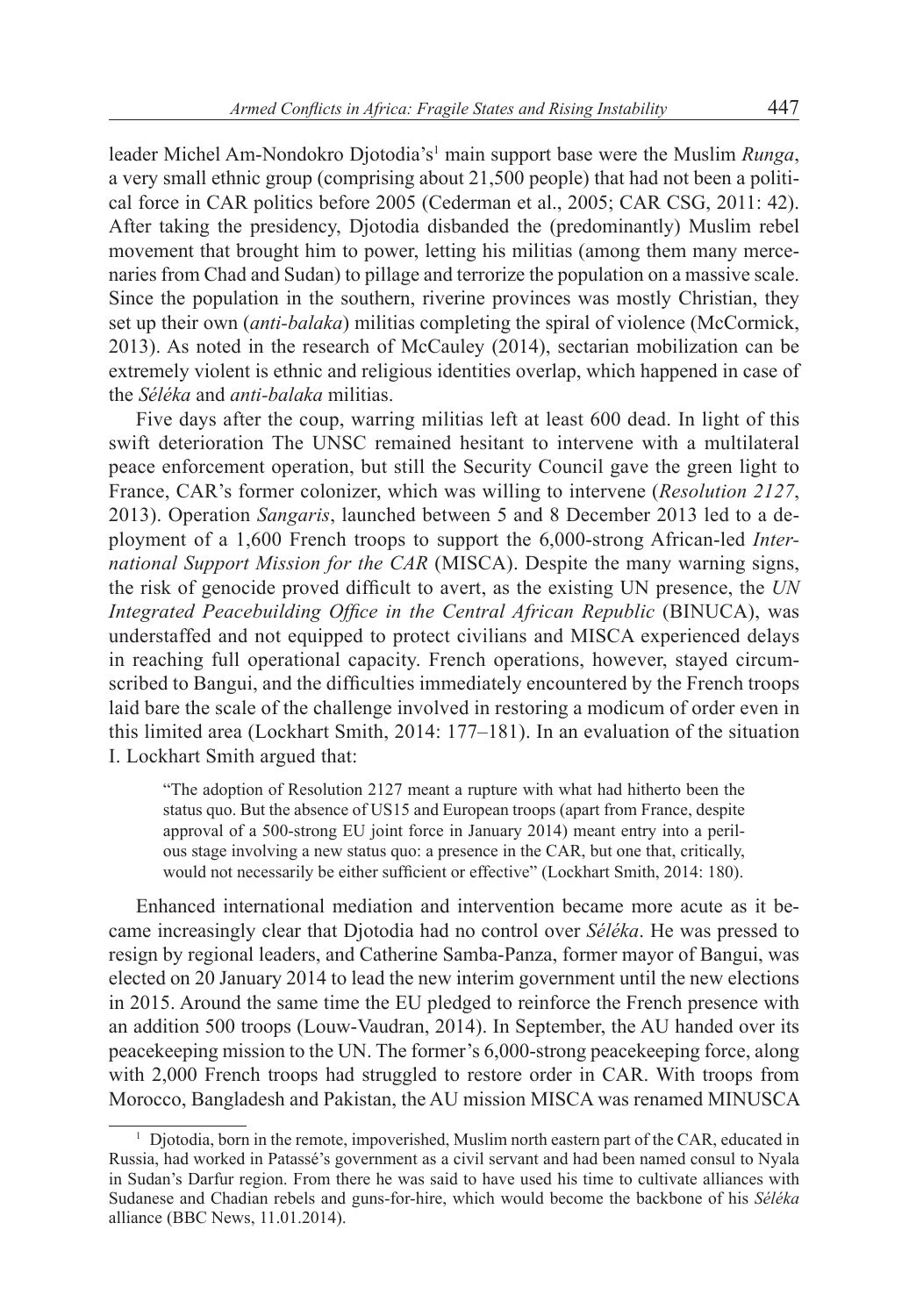leader Michel Am-Nondokro Djotodia's[1] main support base were the Muslim *Runga*, a very small ethnic group (comprising about 21,500 people) that had not been a political force in CAR politics before 2005 (Cederman et al., 2005; CAR CSG, 2011: 42). After taking the presidency, Djotodia disbanded the (predominantly) Muslim rebel movement that brought him to power, letting his militias (among them many mercenaries from Chad and Sudan) to pillage and terrorize the population on a massive scale. Since the population in the southern, riverine provinces was mostly Christian, they set up their own (*anti-balaka*) militias completing the spiral of violence (McCormick, 2013). As noted in the research of McCauley (2014), sectarian mobilization can be extremely violent is ethnic and religious identities overlap, which happened in case of the *Séléka* and *anti-balaka* militias.

Five days after the coup, warring militias left at least 600 dead. In light of this swift deterioration The UNSC remained hesitant to intervene with a multilateral peace enforcement operation, but still the Security Council gave the green light to France, CAR's former colonizer, which was willing to intervene (*Resolution 2127*, 2013). Operation *Sangaris*, launched between 5 and 8 December 2013 led to a deployment of a 1,600 French troops to support the 6,000-strong African-led *International Support Mission for the CAR* (MISCA). Despite the many warning signs, the risk of genocide proved difficult to avert, as the existing UN presence, the *UN Integrated Peacebuilding Office in the Central African Republic* (BINUCA), was understaffed and not equipped to protect civilians and MISCA experienced delays in reaching full operational capacity. French operations, however, stayed circumscribed to Bangui, and the difficulties immediately encountered by the French troops laid bare the scale of the challenge involved in restoring a modicum of order even in this limited area (Lockhart Smith, 2014: 177–181). In an evaluation of the situation I. Lockhart Smith argued that:

> "The adoption of Resolution 2127 meant a rupture with what had hitherto been the status quo. But the absence of US15 and European troops (apart from France, despite approval of a 500-strong EU joint force in January 2014) meant entry into a perilous stage involving a new status quo: a presence in the CAR, but one that, critically, would not necessarily be either sufficient or effective" (Lockhart Smith, 2014: 180).

Enhanced international mediation and intervention became more acute as it became increasingly clear that Djotodia had no control over *Séléka*. He was pressed to resign by regional leaders, and Catherine Samba-Panza, former mayor of Bangui, was elected on 20 January 2014 to lead the new interim government until the new elections in 2015. Around the same time the EU pledged to reinforce the French presence with an addition 500 troops (Louw-Vaudran, 2014). In September, the AU handed over its peacekeeping mission to the UN. The former's 6,000-strong peacekeeping force, along with 2,000 French troops had struggled to restore order in CAR. With troops from Morocco, Bangladesh and Pakistan, the AU mission MISCA was renamed MINUSCA

---

[1] Djotodia, born in the remote, impoverished, Muslim north eastern part of the CAR, educated in Russia, had worked in Patassé's government as a civil servant and had been named consul to Nyala in Sudan's Darfur region. From there he was said to have used his time to cultivate alliances with Sudanese and Chadian rebels and guns-for-hire, which would become the backbone of his *Séléka* alliance (BBC News, 11.01.2014).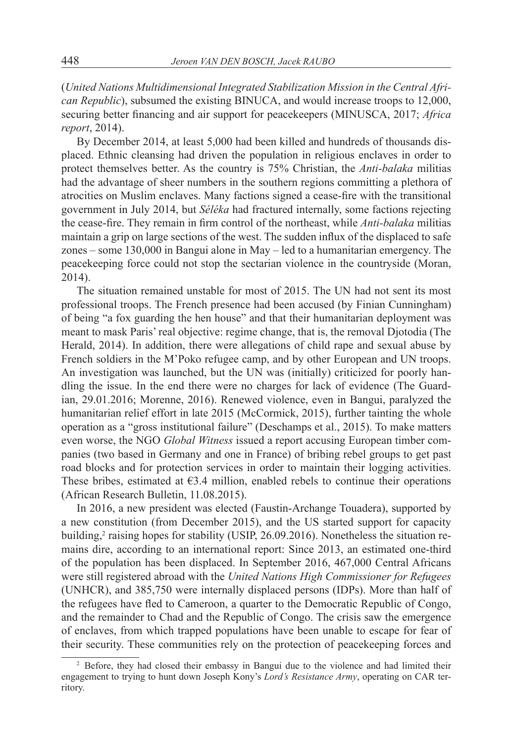(*United Nations Multidimensional Integrated Stabilization Mission in the Central African Republic*), subsumed the existing BINUCA, and would increase troops to 12,000, securing better financing and air support for peacekeepers (MINUSCA, 2017; *Africa report*, 2014).

By December 2014, at least 5,000 had been killed and hundreds of thousands displaced. Ethnic cleansing had driven the population in religious enclaves in order to protect themselves better. As the country is 75% Christian, the *Anti-balaka* militias had the advantage of sheer numbers in the southern regions committing a plethora of atrocities on Muslim enclaves. Many factions signed a cease-fire with the transitional government in July 2014, but *Séléka* had fractured internally, some factions rejecting the cease-fire. They remain in firm control of the northeast, while *Anti-balaka* militias maintain a grip on large sections of the west. The sudden influx of the displaced to safe zones – some 130,000 in Bangui alone in May – led to a humanitarian emergency. The peacekeeping force could not stop the sectarian violence in the countryside (Moran, 2014).

The situation remained unstable for most of 2015. The UN had not sent its most professional troops. The French presence had been accused (by Finian Cunningham) of being "a fox guarding the hen house" and that their humanitarian deployment was meant to mask Paris' real objective: regime change, that is, the removal Djotodia (The Herald, 2014). In addition, there were allegations of child rape and sexual abuse by French soldiers in the M'Poko refugee camp, and by other European and UN troops. An investigation was launched, but the UN was (initially) criticized for poorly handling the issue. In the end there were no charges for lack of evidence (The Guardian, 29.01.2016; Morenne, 2016). Renewed violence, even in Bangui, paralyzed the humanitarian relief effort in late 2015 (McCormick, 2015), further tainting the whole operation as a "gross institutional failure" (Deschamps et al., 2015). To make matters even worse, the NGO *Global Witness* issued a report accusing European timber companies (two based in Germany and one in France) of bribing rebel groups to get past road blocks and for protection services in order to maintain their logging activities. These bribes, estimated at €3.4 million, enabled rebels to continue their operations (African Research Bulletin, 11.08.2015).

In 2016, a new president was elected (Faustin-Archange Touadera), supported by a new constitution (from December 2015), and the US started support for capacity building,[2] raising hopes for stability (USIP, 26.09.2016). Nonetheless the situation remains dire, according to an international report: Since 2013, an estimated one-third of the population has been displaced. In September 2016, 467,000 Central Africans were still registered abroad with the *United Nations High Commissioner for Refugees* (UNHCR), and 385,750 were internally displaced persons (IDPs). More than half of the refugees have fled to Cameroon, a quarter to the Democratic Republic of Congo, and the remainder to Chad and the Republic of Congo. The crisis saw the emergence of enclaves, from which trapped populations have been unable to escape for fear of their security. These communities rely on the protection of peacekeeping forces and

---

[2] Before, they had closed their embassy in Bangui due to the violence and had limited their engagement to trying to hunt down Joseph Kony's *Lord's Resistance Army*, operating on CAR territory.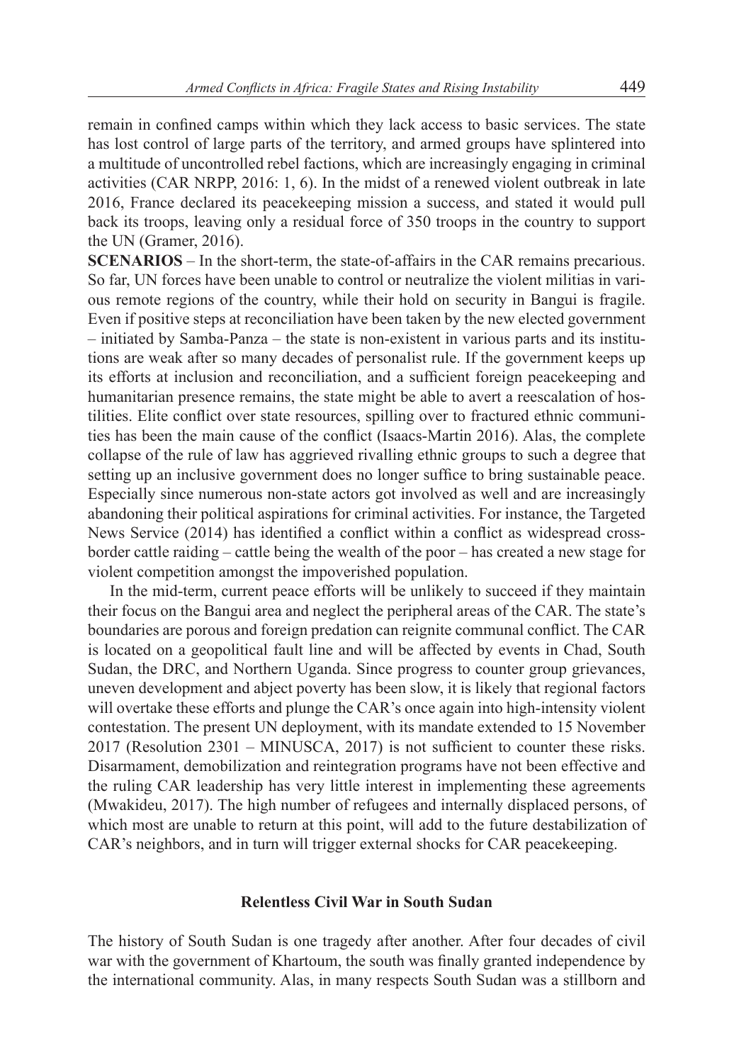remain in confined camps within which they lack access to basic services. The state has lost control of large parts of the territory, and armed groups have splintered into a multitude of uncontrolled rebel factions, which are increasingly engaging in criminal activities (CAR NRPP, 2016: 1, 6). In the midst of a renewed violent outbreak in late 2016, France declared its peacekeeping mission a success, and stated it would pull back its troops, leaving only a residual force of 350 troops in the country to support the UN (Gramer, 2016).

**SCENARIOS** – In the short-term, the state-of-affairs in the CAR remains precarious. So far, UN forces have been unable to control or neutralize the violent militias in various remote regions of the country, while their hold on security in Bangui is fragile. Even if positive steps at reconciliation have been taken by the new elected government – initiated by Samba-Panza – the state is non-existent in various parts and its institutions are weak after so many decades of personalist rule. If the government keeps up its efforts at inclusion and reconciliation, and a sufficient foreign peacekeeping and humanitarian presence remains, the state might be able to avert a reescalation of hostilities. Elite conflict over state resources, spilling over to fractured ethnic communities has been the main cause of the conflict (Isaacs-Martin 2016). Alas, the complete collapse of the rule of law has aggrieved rivalling ethnic groups to such a degree that setting up an inclusive government does no longer suffice to bring sustainable peace. Especially since numerous non-state actors got involved as well and are increasingly abandoning their political aspirations for criminal activities. For instance, the Targeted News Service (2014) has identified a conflict within a conflict as widespread cross-border cattle raiding – cattle being the wealth of the poor – has created a new stage for violent competition amongst the impoverished population.

In the mid-term, current peace efforts will be unlikely to succeed if they maintain their focus on the Bangui area and neglect the peripheral areas of the CAR. The state's boundaries are porous and foreign predation can reignite communal conflict. The CAR is located on a geopolitical fault line and will be affected by events in Chad, South Sudan, the DRC, and Northern Uganda. Since progress to counter group grievances, uneven development and abject poverty has been slow, it is likely that regional factors will overtake these efforts and plunge the CAR's once again into high-intensity violent contestation. The present UN deployment, with its mandate extended to 15 November 2017 (Resolution 2301 – MINUSCA, 2017) is not sufficient to counter these risks. Disarmament, demobilization and reintegration programs have not been effective and the ruling CAR leadership has very little interest in implementing these agreements (Mwakideu, 2017). The high number of refugees and internally displaced persons, of which most are unable to return at this point, will add to the future destabilization of CAR's neighbors, and in turn will trigger external shocks for CAR peacekeeping.

### Relentless Civil War in South Sudan

The history of South Sudan is one tragedy after another. After four decades of civil war with the government of Khartoum, the south was finally granted independence by the international community. Alas, in many respects South Sudan was a stillborn and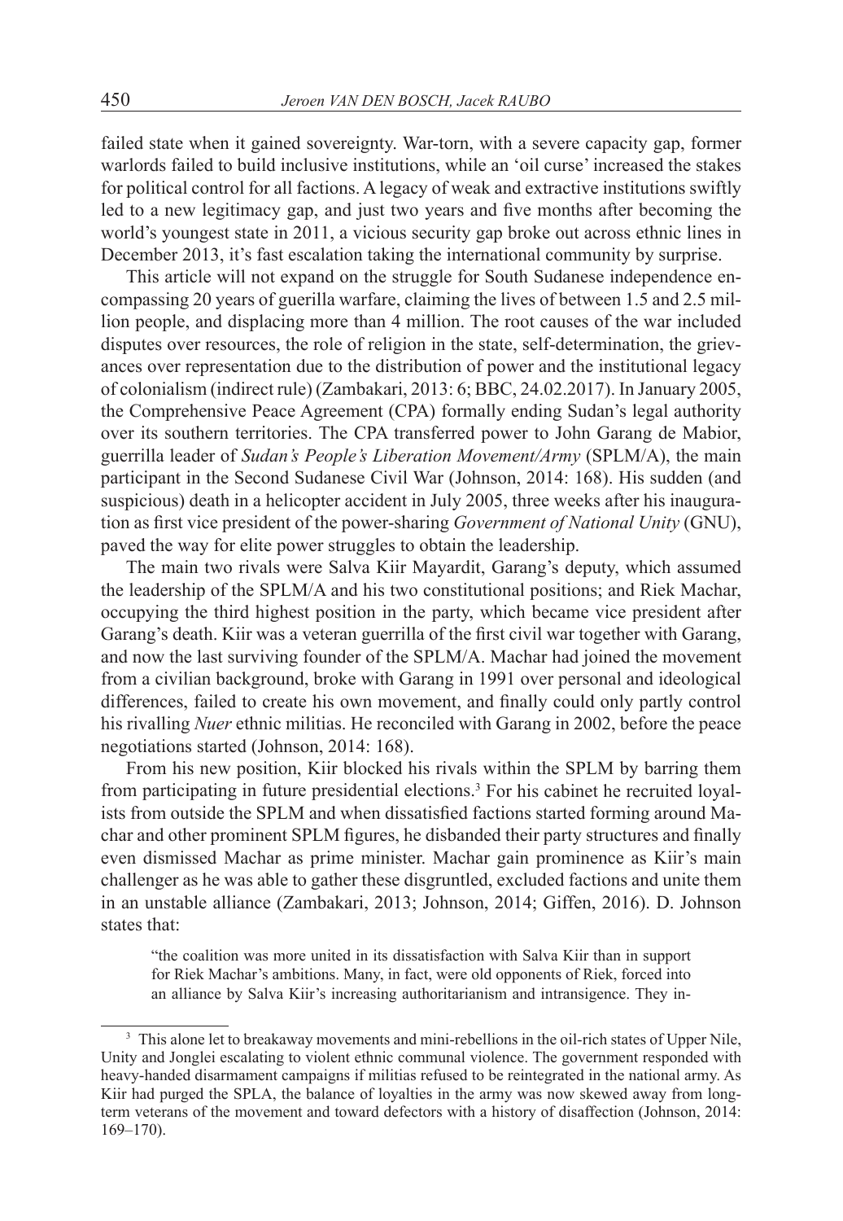failed state when it gained sovereignty. War-torn, with a severe capacity gap, former warlords failed to build inclusive institutions, while an 'oil curse' increased the stakes for political control for all factions. A legacy of weak and extractive institutions swiftly led to a new legitimacy gap, and just two years and five months after becoming the world's youngest state in 2011, a vicious security gap broke out across ethnic lines in December 2013, it's fast escalation taking the international community by surprise.

This article will not expand on the struggle for South Sudanese independence encompassing 20 years of guerilla warfare, claiming the lives of between 1.5 and 2.5 million people, and displacing more than 4 million. The root causes of the war included disputes over resources, the role of religion in the state, self-determination, the grievances over representation due to the distribution of power and the institutional legacy of colonialism (indirect rule) (Zambakari, 2013: 6; BBC, 24.02.2017). In January 2005, the Comprehensive Peace Agreement (CPA) formally ending Sudan's legal authority over its southern territories. The CPA transferred power to John Garang de Mabior, guerrilla leader of *Sudan's People's Liberation Movement/Army* (SPLM/A), the main participant in the Second Sudanese Civil War (Johnson, 2014: 168). His sudden (and suspicious) death in a helicopter accident in July 2005, three weeks after his inauguration as first vice president of the power-sharing *Government of National Unity* (GNU), paved the way for elite power struggles to obtain the leadership.

The main two rivals were Salva Kiir Mayardit, Garang's deputy, which assumed the leadership of the SPLM/A and his two constitutional positions; and Riek Machar, occupying the third highest position in the party, which became vice president after Garang's death. Kiir was a veteran guerrilla of the first civil war together with Garang, and now the last surviving founder of the SPLM/A. Machar had joined the movement from a civilian background, broke with Garang in 1991 over personal and ideological differences, failed to create his own movement, and finally could only partly control his rivalling *Nuer* ethnic militias. He reconciled with Garang in 2002, before the peace negotiations started (Johnson, 2014: 168).

From his new position, Kiir blocked his rivals within the SPLM by barring them from participating in future presidential elections.[3] For his cabinet he recruited loyalists from outside the SPLM and when dissatisfied factions started forming around Machar and other prominent SPLM figures, he disbanded their party structures and finally even dismissed Machar as prime minister. Machar gain prominence as Kiir's main challenger as he was able to gather these disgruntled, excluded factions and unite them in an unstable alliance (Zambakari, 2013; Johnson, 2014; Giffen, 2016). D. Johnson states that:

> "the coalition was more united in its dissatisfaction with Salva Kiir than in support for Riek Machar's ambitions. Many, in fact, were old opponents of Riek, forced into an alliance by Salva Kiir's increasing authoritarianism and intransigence. They in-

---

[3] This alone let to breakaway movements and mini-rebellions in the oil-rich states of Upper Nile, Unity and Jonglei escalating to violent ethnic communal violence. The government responded with heavy-handed disarmament campaigns if militias refused to be reintegrated in the national army. As Kiir had purged the SPLA, the balance of loyalties in the army was now skewed away from long-term veterans of the movement and toward defectors with a history of disaffection (Johnson, 2014: 169–170).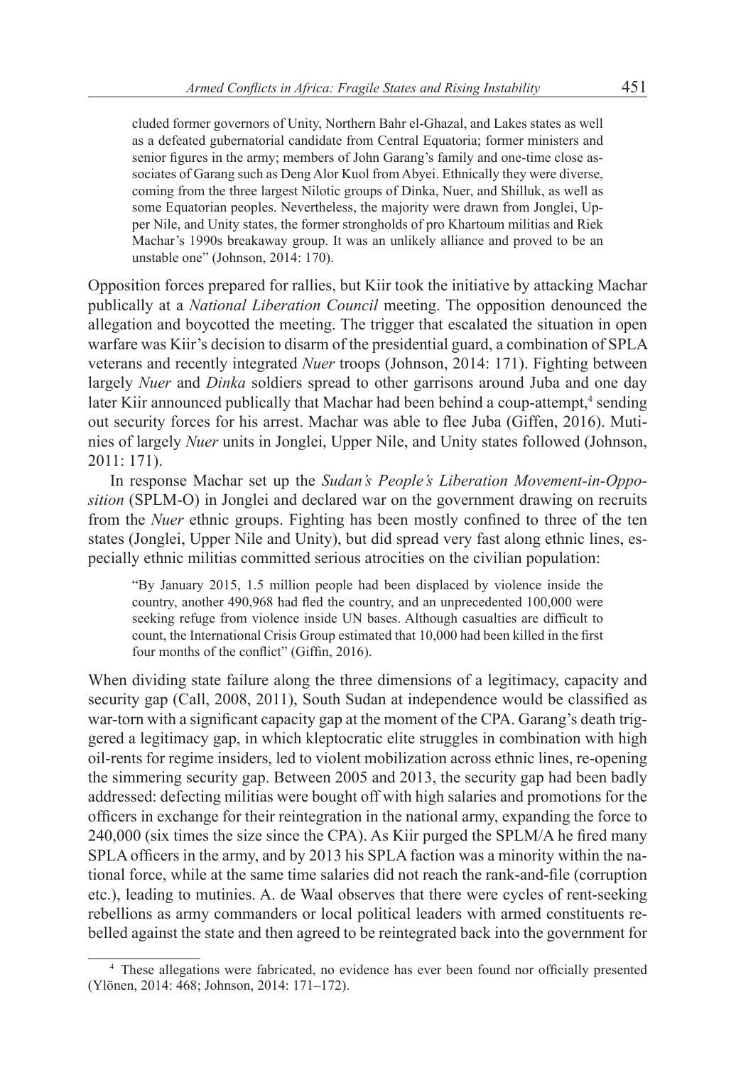> cluded former governors of Unity, Northern Bahr el-Ghazal, and Lakes states as well as a defeated gubernatorial candidate from Central Equatoria; former ministers and senior figures in the army; members of John Garang's family and one-time close associates of Garang such as Deng Alor Kuol from Abyei. Ethnically they were diverse, coming from the three largest Nilotic groups of Dinka, Nuer, and Shilluk, as well as some Equatorian peoples. Nevertheless, the majority were drawn from Jonglei, Upper Nile, and Unity states, the former strongholds of pro Khartoum militias and Riek Machar's 1990s breakaway group. It was an unlikely alliance and proved to be an unstable one" (Johnson, 2014: 170).

Opposition forces prepared for rallies, but Kiir took the initiative by attacking Machar publically at a *National Liberation Council* meeting. The opposition denounced the allegation and boycotted the meeting. The trigger that escalated the situation in open warfare was Kiir's decision to disarm of the presidential guard, a combination of SPLA veterans and recently integrated *Nuer* troops (Johnson, 2014: 171). Fighting between largely *Nuer* and *Dinka* soldiers spread to other garrisons around Juba and one day later Kiir announced publically that Machar had been behind a coup-attempt,[4] sending out security forces for his arrest. Machar was able to flee Juba (Giffen, 2016). Mutinies of largely *Nuer* units in Jonglei, Upper Nile, and Unity states followed (Johnson, 2011: 171).

In response Machar set up the *Sudan's People's Liberation Movement-in-Opposition* (SPLM-O) in Jonglei and declared war on the government drawing on recruits from the *Nuer* ethnic groups. Fighting has been mostly confined to three of the ten states (Jonglei, Upper Nile and Unity), but did spread very fast along ethnic lines, especially ethnic militias committed serious atrocities on the civilian population:

> "By January 2015, 1.5 million people had been displaced by violence inside the country, another 490,968 had fled the country, and an unprecedented 100,000 were seeking refuge from violence inside UN bases. Although casualties are difficult to count, the International Crisis Group estimated that 10,000 had been killed in the first four months of the conflict" (Giffin, 2016).

When dividing state failure along the three dimensions of a legitimacy, capacity and security gap (Call, 2008, 2011), South Sudan at independence would be classified as war-torn with a significant capacity gap at the moment of the CPA. Garang's death triggered a legitimacy gap, in which kleptocratic elite struggles in combination with high oil-rents for regime insiders, led to violent mobilization across ethnic lines, re-opening the simmering security gap. Between 2005 and 2013, the security gap had been badly addressed: defecting militias were bought off with high salaries and promotions for the officers in exchange for their reintegration in the national army, expanding the force to 240,000 (six times the size since the CPA). As Kiir purged the SPLM/A he fired many SPLA officers in the army, and by 2013 his SPLA faction was a minority within the national force, while at the same time salaries did not reach the rank-and-file (corruption etc.), leading to mutinies. A. de Waal observes that there were cycles of rent-seeking rebellions as army commanders or local political leaders with armed constituents rebelled against the state and then agreed to be reintegrated back into the government for

[4] These allegations were fabricated, no evidence has ever been found nor officially presented (Ylönen, 2014: 468; Johnson, 2014: 171–172).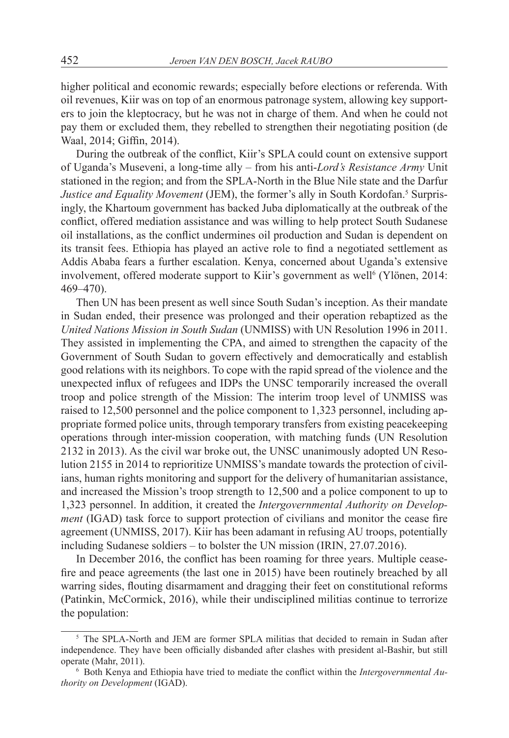higher political and economic rewards; especially before elections or referenda. With oil revenues, Kiir was on top of an enormous patronage system, allowing key supporters to join the kleptocracy, but he was not in charge of them. And when he could not pay them or excluded them, they rebelled to strengthen their negotiating position (de Waal, 2014; Giffin, 2014).

During the outbreak of the conflict, Kiir's SPLA could count on extensive support of Uganda's Museveni, a long-time ally – from his anti-*Lord's Resistance Army* Unit stationed in the region; and from the SPLA-North in the Blue Nile state and the Darfur *Justice and Equality Movement* (JEM), the former's ally in South Kordofan.[5] Surprisingly, the Khartoum government has backed Juba diplomatically at the outbreak of the conflict, offered mediation assistance and was willing to help protect South Sudanese oil installations, as the conflict undermines oil production and Sudan is dependent on its transit fees. Ethiopia has played an active role to find a negotiated settlement as Addis Ababa fears a further escalation. Kenya, concerned about Uganda's extensive involvement, offered moderate support to Kiir's government as well[6] (Ylönen, 2014: 469–470).

Then UN has been present as well since South Sudan's inception. As their mandate in Sudan ended, their presence was prolonged and their operation rebaptized as the *United Nations Mission in South Sudan* (UNMISS) with UN Resolution 1996 in 2011. They assisted in implementing the CPA, and aimed to strengthen the capacity of the Government of South Sudan to govern effectively and democratically and establish good relations with its neighbors. To cope with the rapid spread of the violence and the unexpected influx of refugees and IDPs the UNSC temporarily increased the overall troop and police strength of the Mission: The interim troop level of UNMISS was raised to 12,500 personnel and the police component to 1,323 personnel, including appropriate formed police units, through temporary transfers from existing peacekeeping operations through inter-mission cooperation, with matching funds (UN Resolution 2132 in 2013). As the civil war broke out, the UNSC unanimously adopted UN Resolution 2155 in 2014 to reprioritize UNMISS's mandate towards the protection of civilians, human rights monitoring and support for the delivery of humanitarian assistance, and increased the Mission's troop strength to 12,500 and a police component to up to 1,323 personnel. In addition, it created the *Intergovernmental Authority on Development* (IGAD) task force to support protection of civilians and monitor the cease fire agreement (UNMISS, 2017). Kiir has been adamant in refusing AU troops, potentially including Sudanese soldiers – to bolster the UN mission (IRIN, 27.07.2016).

In December 2016, the conflict has been roaming for three years. Multiple cease-fire and peace agreements (the last one in 2015) have been routinely breached by all warring sides, flouting disarmament and dragging their feet on constitutional reforms (Patinkin, McCormick, 2016), while their undisciplined militias continue to terrorize the population:

---

[5] The SPLA-North and JEM are former SPLA militias that decided to remain in Sudan after independence. They have been officially disbanded after clashes with president al-Bashir, but still operate (Mahr, 2011).

[6] Both Kenya and Ethiopia have tried to mediate the conflict within the *Intergovernmental Authority on Development* (IGAD).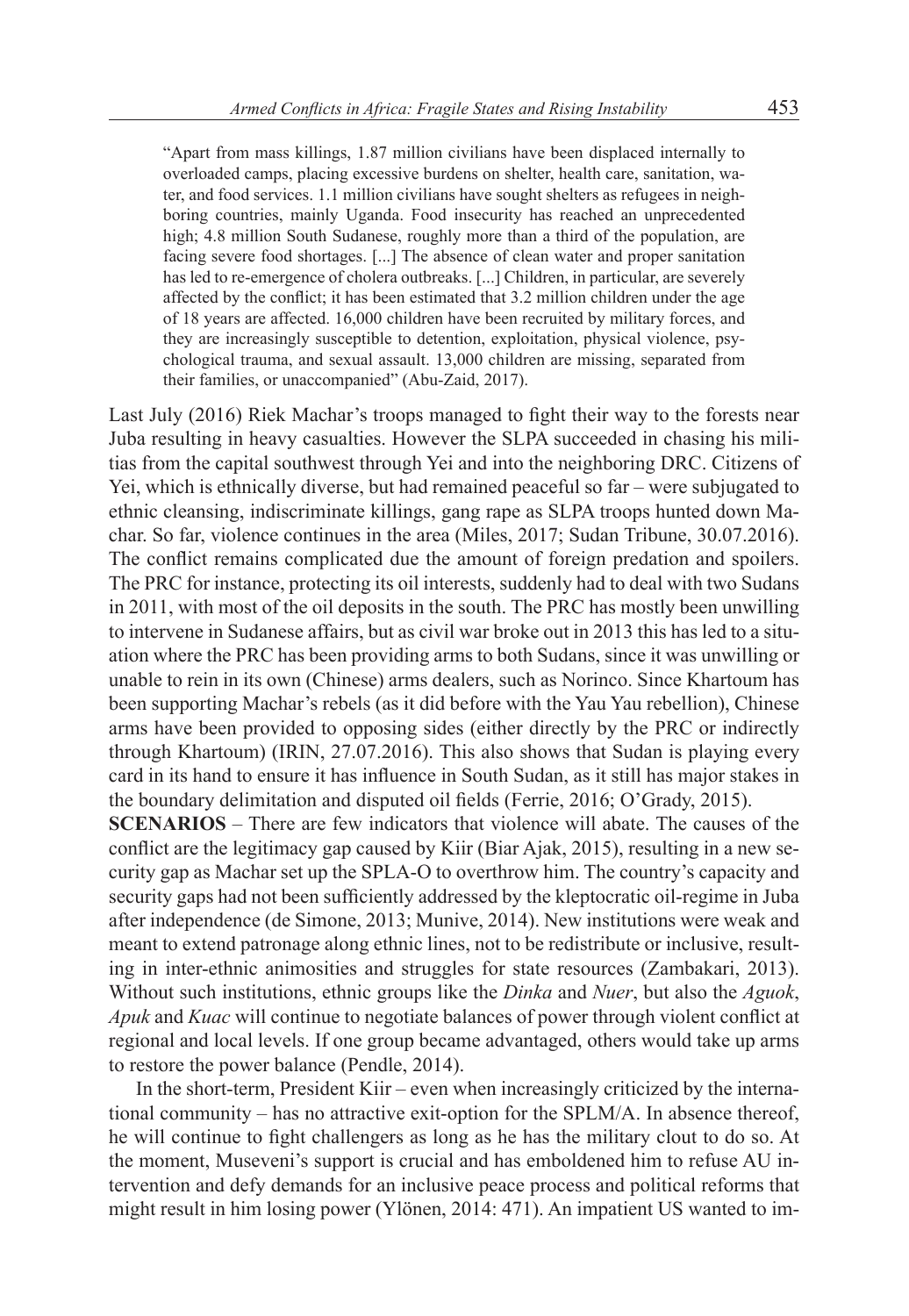> "Apart from mass killings, 1.87 million civilians have been displaced internally to overloaded camps, placing excessive burdens on shelter, health care, sanitation, water, and food services. 1.1 million civilians have sought shelters as refugees in neighboring countries, mainly Uganda. Food insecurity has reached an unprecedented high; 4.8 million South Sudanese, roughly more than a third of the population, are facing severe food shortages. [...] The absence of clean water and proper sanitation has led to re-emergence of cholera outbreaks. [...] Children, in particular, are severely affected by the conflict; it has been estimated that 3.2 million children under the age of 18 years are affected. 16,000 children have been recruited by military forces, and they are increasingly susceptible to detention, exploitation, physical violence, psychological trauma, and sexual assault. 13,000 children are missing, separated from their families, or unaccompanied" (Abu-Zaid, 2017).

Last July (2016) Riek Machar's troops managed to fight their way to the forests near Juba resulting in heavy casualties. However the SLPA succeeded in chasing his militias from the capital southwest through Yei and into the neighboring DRC. Citizens of Yei, which is ethnically diverse, but had remained peaceful so far – were subjugated to ethnic cleansing, indiscriminate killings, gang rape as SLPA troops hunted down Machar. So far, violence continues in the area (Miles, 2017; Sudan Tribune, 30.07.2016). The conflict remains complicated due the amount of foreign predation and spoilers. The PRC for instance, protecting its oil interests, suddenly had to deal with two Sudans in 2011, with most of the oil deposits in the south. The PRC has mostly been unwilling to intervene in Sudanese affairs, but as civil war broke out in 2013 this has led to a situation where the PRC has been providing arms to both Sudans, since it was unwilling or unable to rein in its own (Chinese) arms dealers, such as Norinco. Since Khartoum has been supporting Machar's rebels (as it did before with the Yau Yau rebellion), Chinese arms have been provided to opposing sides (either directly by the PRC or indirectly through Khartoum) (IRIN, 27.07.2016). This also shows that Sudan is playing every card in its hand to ensure it has influence in South Sudan, as it still has major stakes in the boundary delimitation and disputed oil fields (Ferrie, 2016; O'Grady, 2015).

**SCENARIOS** – There are few indicators that violence will abate. The causes of the conflict are the legitimacy gap caused by Kiir (Biar Ajak, 2015), resulting in a new security gap as Machar set up the SPLA-O to overthrow him. The country's capacity and security gaps had not been sufficiently addressed by the kleptocratic oil-regime in Juba after independence (de Simone, 2013; Munive, 2014). New institutions were weak and meant to extend patronage along ethnic lines, not to be redistribute or inclusive, resulting in inter-ethnic animosities and struggles for state resources (Zambakari, 2013). Without such institutions, ethnic groups like the *Dinka* and *Nuer*, but also the *Aguok*, *Apuk* and *Kuac* will continue to negotiate balances of power through violent conflict at regional and local levels. If one group became advantaged, others would take up arms to restore the power balance (Pendle, 2014).

In the short-term, President Kiir – even when increasingly criticized by the international community – has no attractive exit-option for the SPLM/A. In absence thereof, he will continue to fight challengers as long as he has the military clout to do so. At the moment, Museveni's support is crucial and has emboldened him to refuse AU intervention and defy demands for an inclusive peace process and political reforms that might result in him losing power (Ylönen, 2014: 471). An impatient US wanted to im-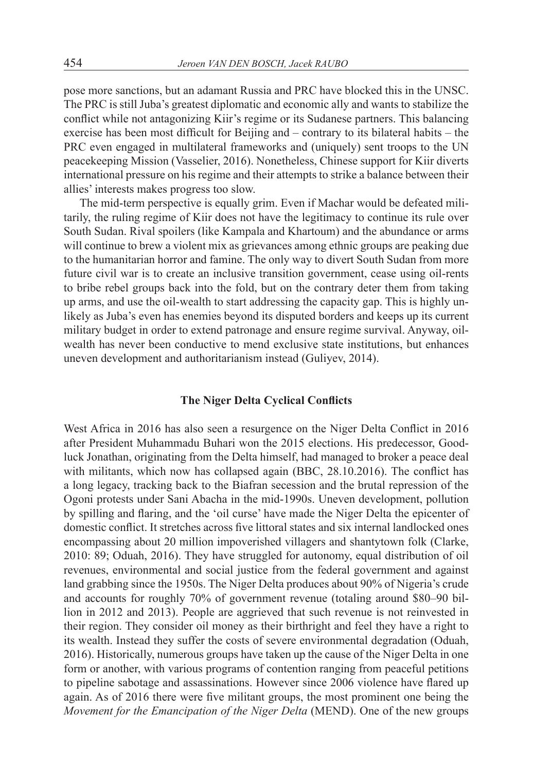pose more sanctions, but an adamant Russia and PRC have blocked this in the UNSC. The PRC is still Juba's greatest diplomatic and economic ally and wants to stabilize the conflict while not antagonizing Kiir's regime or its Sudanese partners. This balancing exercise has been most difficult for Beijing and – contrary to its bilateral habits – the PRC even engaged in multilateral frameworks and (uniquely) sent troops to the UN peacekeeping Mission (Vasselier, 2016). Nonetheless, Chinese support for Kiir diverts international pressure on his regime and their attempts to strike a balance between their allies' interests makes progress too slow.

The mid-term perspective is equally grim. Even if Machar would be defeated militarily, the ruling regime of Kiir does not have the legitimacy to continue its rule over South Sudan. Rival spoilers (like Kampala and Khartoum) and the abundance or arms will continue to brew a violent mix as grievances among ethnic groups are peaking due to the humanitarian horror and famine. The only way to divert South Sudan from more future civil war is to create an inclusive transition government, cease using oil-rents to bribe rebel groups back into the fold, but on the contrary deter them from taking up arms, and use the oil-wealth to start addressing the capacity gap. This is highly unlikely as Juba's even has enemies beyond its disputed borders and keeps up its current military budget in order to extend patronage and ensure regime survival. Anyway, oil-wealth has never been conductive to mend exclusive state institutions, but enhances uneven development and authoritarianism instead (Guliyev, 2014).

## The Niger Delta Cyclical Conflicts

West Africa in 2016 has also seen a resurgence on the Niger Delta Conflict in 2016 after President Muhammadu Buhari won the 2015 elections. His predecessor, Goodluck Jonathan, originating from the Delta himself, had managed to broker a peace deal with militants, which now has collapsed again (BBC, 28.10.2016). The conflict has a long legacy, tracking back to the Biafran secession and the brutal repression of the Ogoni protests under Sani Abacha in the mid-1990s. Uneven development, pollution by spilling and flaring, and the 'oil curse' have made the Niger Delta the epicenter of domestic conflict. It stretches across five littoral states and six internal landlocked ones encompassing about 20 million impoverished villagers and shantytown folk (Clarke, 2010: 89; Oduah, 2016). They have struggled for autonomy, equal distribution of oil revenues, environmental and social justice from the federal government and against land grabbing since the 1950s. The Niger Delta produces about 90% of Nigeria's crude and accounts for roughly 70% of government revenue (totaling around \$80–90 billion in 2012 and 2013). People are aggrieved that such revenue is not reinvested in their region. They consider oil money as their birthright and feel they have a right to its wealth. Instead they suffer the costs of severe environmental degradation (Oduah, 2016). Historically, numerous groups have taken up the cause of the Niger Delta in one form or another, with various programs of contention ranging from peaceful petitions to pipeline sabotage and assassinations. However since 2006 violence have flared up again. As of 2016 there were five militant groups, the most prominent one being the *Movement for the Emancipation of the Niger Delta* (MEND). One of the new groups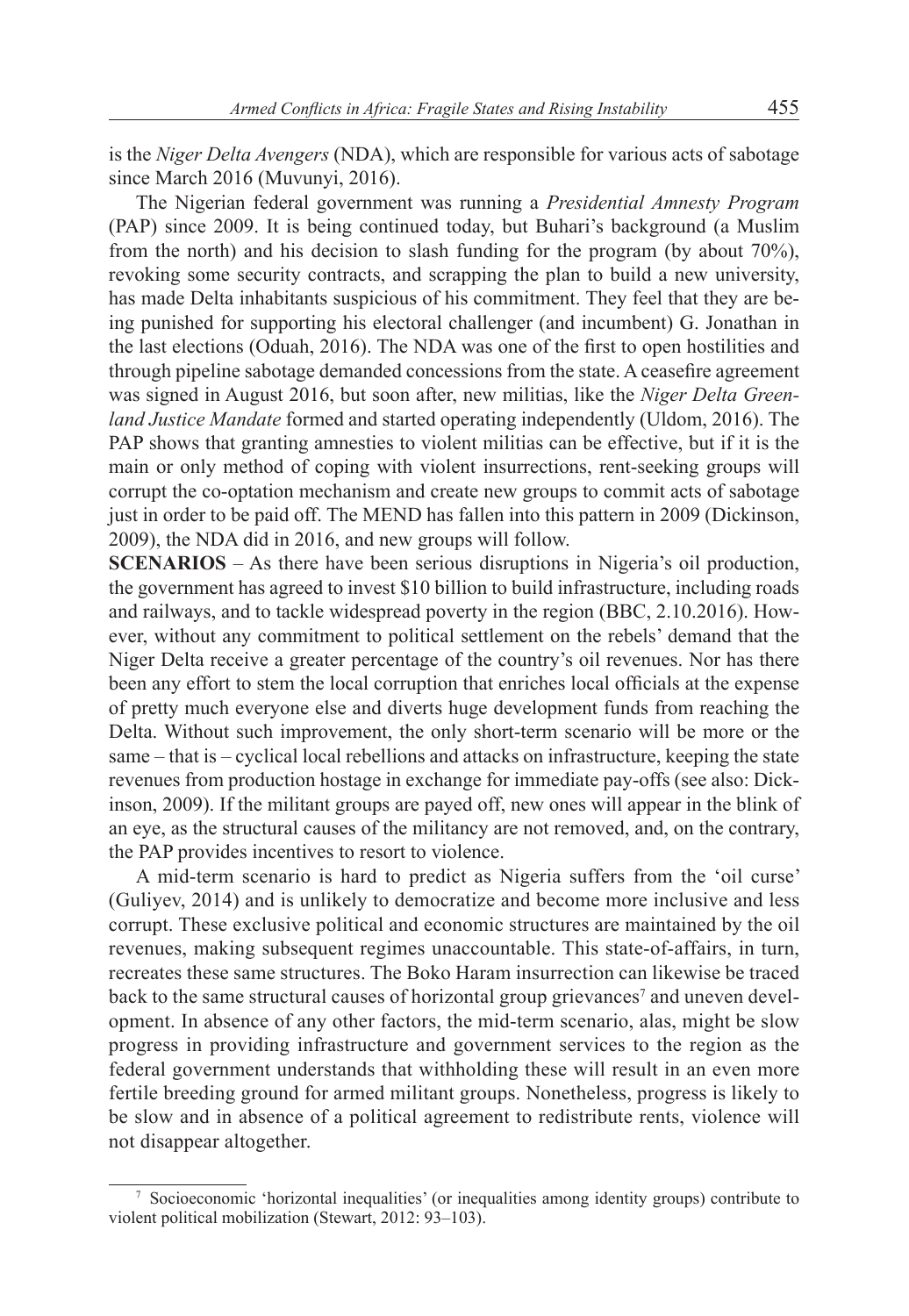is the *Niger Delta Avengers* (NDA), which are responsible for various acts of sabotage since March 2016 (Muvunyi, 2016).

The Nigerian federal government was running a *Presidential Amnesty Program* (PAP) since 2009. It is being continued today, but Buhari's background (a Muslim from the north) and his decision to slash funding for the program (by about 70%), revoking some security contracts, and scrapping the plan to build a new university, has made Delta inhabitants suspicious of his commitment. They feel that they are being punished for supporting his electoral challenger (and incumbent) G. Jonathan in the last elections (Oduah, 2016). The NDA was one of the first to open hostilities and through pipeline sabotage demanded concessions from the state. A ceasefire agreement was signed in August 2016, but soon after, new militias, like the *Niger Delta Greenland Justice Mandate* formed and started operating independently (Uldom, 2016). The PAP shows that granting amnesties to violent militias can be effective, but if it is the main or only method of coping with violent insurrections, rent-seeking groups will corrupt the co-optation mechanism and create new groups to commit acts of sabotage just in order to be paid off. The MEND has fallen into this pattern in 2009 (Dickinson, 2009), the NDA did in 2016, and new groups will follow.

**SCENARIOS** – As there have been serious disruptions in Nigeria's oil production, the government has agreed to invest $10 billion to build infrastructure, including roads and railways, and to tackle widespread poverty in the region (BBC, 2.10.2016). However, without any commitment to political settlement on the rebels' demand that the Niger Delta receive a greater percentage of the country's oil revenues. Nor has there been any effort to stem the local corruption that enriches local officials at the expense of pretty much everyone else and diverts huge development funds from reaching the Delta. Without such improvement, the only short-term scenario will be more or the same – that is – cyclical local rebellions and attacks on infrastructure, keeping the state revenues from production hostage in exchange for immediate pay-offs (see also: Dickinson, 2009). If the militant groups are payed off, new ones will appear in the blink of an eye, as the structural causes of the militancy are not removed, and, on the contrary, the PAP provides incentives to resort to violence.

A mid-term scenario is hard to predict as Nigeria suffers from the 'oil curse' (Guliyev, 2014) and is unlikely to democratize and become more inclusive and less corrupt. These exclusive political and economic structures are maintained by the oil revenues, making subsequent regimes unaccountable. This state-of-affairs, in turn, recreates these same structures. The Boko Haram insurrection can likewise be traced back to the same structural causes of horizontal group grievances[7] and uneven development. In absence of any other factors, the mid-term scenario, alas, might be slow progress in providing infrastructure and government services to the region as the federal government understands that withholding these will result in an even more fertile breeding ground for armed militant groups. Nonetheless, progress is likely to be slow and in absence of a political agreement to redistribute rents, violence will not disappear altogether.

[7] Socioeconomic 'horizontal inequalities' (or inequalities among identity groups) contribute to violent political mobilization (Stewart, 2012: 93–103).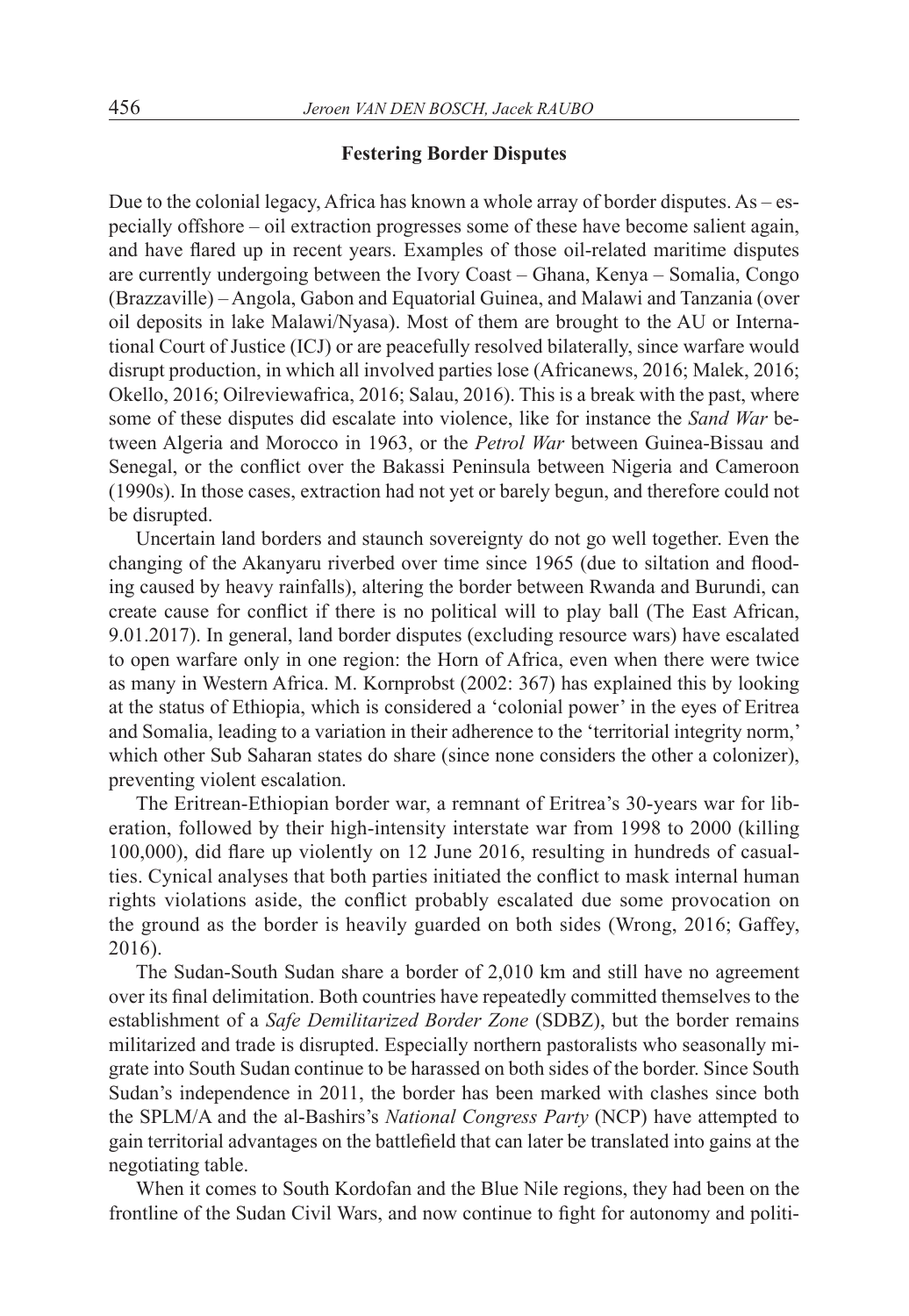### Festering Border Disputes

Due to the colonial legacy, Africa has known a whole array of border disputes. As – especially offshore – oil extraction progresses some of these have become salient again, and have flared up in recent years. Examples of those oil-related maritime disputes are currently undergoing between the Ivory Coast – Ghana, Kenya – Somalia, Congo (Brazzaville) – Angola, Gabon and Equatorial Guinea, and Malawi and Tanzania (over oil deposits in lake Malawi/Nyasa). Most of them are brought to the AU or International Court of Justice (ICJ) or are peacefully resolved bilaterally, since warfare would disrupt production, in which all involved parties lose (Africanews, 2016; Malek, 2016; Okello, 2016; Oilreviewafrica, 2016; Salau, 2016). This is a break with the past, where some of these disputes did escalate into violence, like for instance the *Sand War* between Algeria and Morocco in 1963, or the *Petrol War* between Guinea-Bissau and Senegal, or the conflict over the Bakassi Peninsula between Nigeria and Cameroon (1990s). In those cases, extraction had not yet or barely begun, and therefore could not be disrupted.

Uncertain land borders and staunch sovereignty do not go well together. Even the changing of the Akanyaru riverbed over time since 1965 (due to siltation and flooding caused by heavy rainfalls), altering the border between Rwanda and Burundi, can create cause for conflict if there is no political will to play ball (The East African, 9.01.2017). In general, land border disputes (excluding resource wars) have escalated to open warfare only in one region: the Horn of Africa, even when there were twice as many in Western Africa. M. Kornprobst (2002: 367) has explained this by looking at the status of Ethiopia, which is considered a 'colonial power' in the eyes of Eritrea and Somalia, leading to a variation in their adherence to the 'territorial integrity norm,' which other Sub Saharan states do share (since none considers the other a colonizer), preventing violent escalation.

The Eritrean-Ethiopian border war, a remnant of Eritrea's 30-years war for liberation, followed by their high-intensity interstate war from 1998 to 2000 (killing 100,000), did flare up violently on 12 June 2016, resulting in hundreds of casualties. Cynical analyses that both parties initiated the conflict to mask internal human rights violations aside, the conflict probably escalated due some provocation on the ground as the border is heavily guarded on both sides (Wrong, 2016; Gaffey, 2016).

The Sudan-South Sudan share a border of 2,010 km and still have no agreement over its final delimitation. Both countries have repeatedly committed themselves to the establishment of a *Safe Demilitarized Border Zone* (SDBZ), but the border remains militarized and trade is disrupted. Especially northern pastoralists who seasonally migrate into South Sudan continue to be harassed on both sides of the border. Since South Sudan's independence in 2011, the border has been marked with clashes since both the SPLM/A and the al-Bashirs's *National Congress Party* (NCP) have attempted to gain territorial advantages on the battlefield that can later be translated into gains at the negotiating table.

When it comes to South Kordofan and the Blue Nile regions, they had been on the frontline of the Sudan Civil Wars, and now continue to fight for autonomy and politi-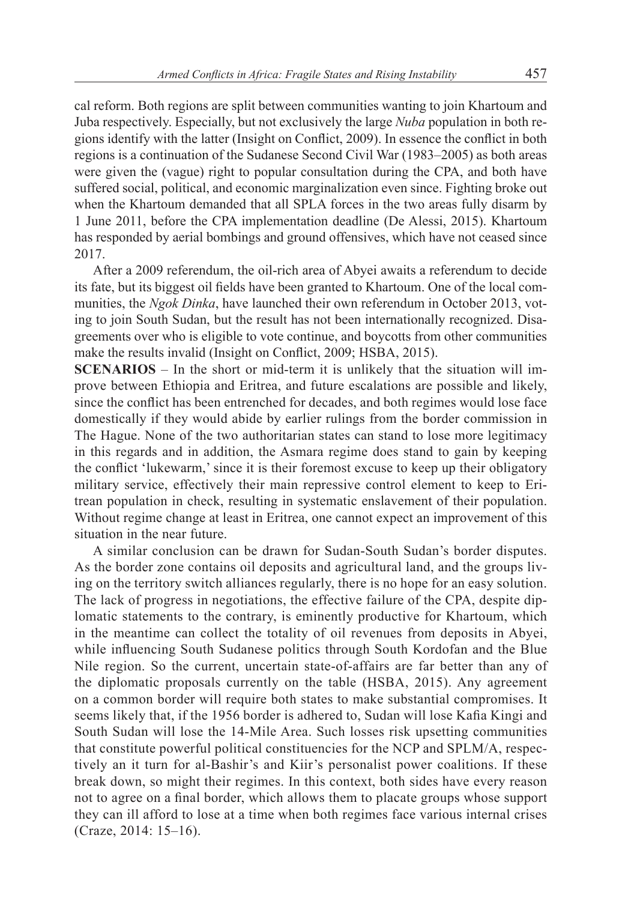cal reform. Both regions are split between communities wanting to join Khartoum and Juba respectively. Especially, but not exclusively the large *Nuba* population in both regions identify with the latter (Insight on Conflict, 2009). In essence the conflict in both regions is a continuation of the Sudanese Second Civil War (1983–2005) as both areas were given the (vague) right to popular consultation during the CPA, and both have suffered social, political, and economic marginalization even since. Fighting broke out when the Khartoum demanded that all SPLA forces in the two areas fully disarm by 1 June 2011, before the CPA implementation deadline (De Alessi, 2015). Khartoum has responded by aerial bombings and ground offensives, which have not ceased since 2017.

After a 2009 referendum, the oil-rich area of Abyei awaits a referendum to decide its fate, but its biggest oil fields have been granted to Khartoum. One of the local communities, the *Ngok Dinka*, have launched their own referendum in October 2013, voting to join South Sudan, but the result has not been internationally recognized. Disagreements over who is eligible to vote continue, and boycotts from other communities make the results invalid (Insight on Conflict, 2009; HSBA, 2015).

**SCENARIOS** – In the short or mid-term it is unlikely that the situation will improve between Ethiopia and Eritrea, and future escalations are possible and likely, since the conflict has been entrenched for decades, and both regimes would lose face domestically if they would abide by earlier rulings from the border commission in The Hague. None of the two authoritarian states can stand to lose more legitimacy in this regards and in addition, the Asmara regime does stand to gain by keeping the conflict 'lukewarm,' since it is their foremost excuse to keep up their obligatory military service, effectively their main repressive control element to keep to Eritrean population in check, resulting in systematic enslavement of their population. Without regime change at least in Eritrea, one cannot expect an improvement of this situation in the near future.

A similar conclusion can be drawn for Sudan-South Sudan's border disputes. As the border zone contains oil deposits and agricultural land, and the groups living on the territory switch alliances regularly, there is no hope for an easy solution. The lack of progress in negotiations, the effective failure of the CPA, despite diplomatic statements to the contrary, is eminently productive for Khartoum, which in the meantime can collect the totality of oil revenues from deposits in Abyei, while influencing South Sudanese politics through South Kordofan and the Blue Nile region. So the current, uncertain state-of-affairs are far better than any of the diplomatic proposals currently on the table (HSBA, 2015). Any agreement on a common border will require both states to make substantial compromises. It seems likely that, if the 1956 border is adhered to, Sudan will lose Kafia Kingi and South Sudan will lose the 14-Mile Area. Such losses risk upsetting communities that constitute powerful political constituencies for the NCP and SPLM/A, respectively an it turn for al-Bashir's and Kiir's personalist power coalitions. If these break down, so might their regimes. In this context, both sides have every reason not to agree on a final border, which allows them to placate groups whose support they can ill afford to lose at a time when both regimes face various internal crises (Craze, 2014: 15–16).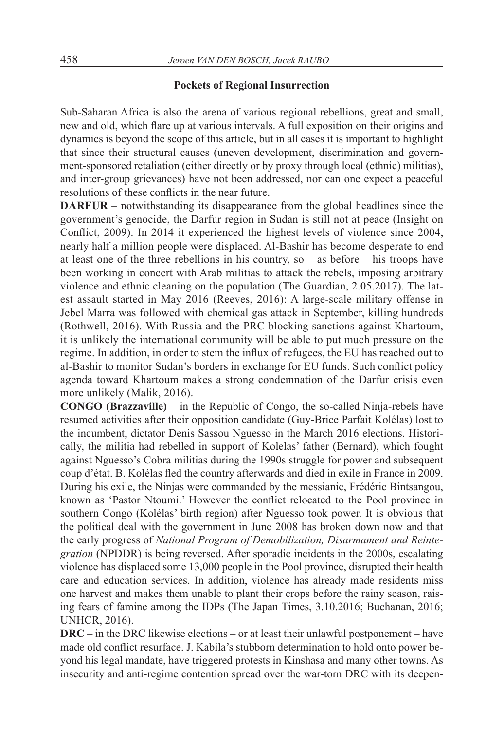## Pockets of Regional Insurrection

Sub-Saharan Africa is also the arena of various regional rebellions, great and small, new and old, which flare up at various intervals. A full exposition on their origins and dynamics is beyond the scope of this article, but in all cases it is important to highlight that since their structural causes (uneven development, discrimination and government-sponsored retaliation (either directly or by proxy through local (ethnic) militias), and inter-group grievances) have not been addressed, nor can one expect a peaceful resolutions of these conflicts in the near future.

**DARFUR** – notwithstanding its disappearance from the global headlines since the government's genocide, the Darfur region in Sudan is still not at peace (Insight on Conflict, 2009). In 2014 it experienced the highest levels of violence since 2004, nearly half a million people were displaced. Al-Bashir has become desperate to end at least one of the three rebellions in his country, so – as before – his troops have been working in concert with Arab militias to attack the rebels, imposing arbitrary violence and ethnic cleaning on the population (The Guardian, 2.05.2017). The latest assault started in May 2016 (Reeves, 2016): A large-scale military offense in Jebel Marra was followed with chemical gas attack in September, killing hundreds (Rothwell, 2016). With Russia and the PRC blocking sanctions against Khartoum, it is unlikely the international community will be able to put much pressure on the regime. In addition, in order to stem the influx of refugees, the EU has reached out to al-Bashir to monitor Sudan's borders in exchange for EU funds. Such conflict policy agenda toward Khartoum makes a strong condemnation of the Darfur crisis even more unlikely (Malik, 2016).

**CONGO (Brazzaville)** – in the Republic of Congo, the so-called Ninja-rebels have resumed activities after their opposition candidate (Guy-Brice Parfait Kolélas) lost to the incumbent, dictator Denis Sassou Nguesso in the March 2016 elections. Historically, the militia had rebelled in support of Kolelas' father (Bernard), which fought against Nguesso's Cobra militias during the 1990s struggle for power and subsequent coup d'état. B. Kolélas fled the country afterwards and died in exile in France in 2009. During his exile, the Ninjas were commanded by the messianic, Frédéric Bintsangou, known as 'Pastor Ntoumi.' However the conflict relocated to the Pool province in southern Congo (Kolélas' birth region) after Nguesso took power. It is obvious that the political deal with the government in June 2008 has broken down now and that the early progress of *National Program of Demobilization, Disarmament and Reintegration* (NPDDR) is being reversed. After sporadic incidents in the 2000s, escalating violence has displaced some 13,000 people in the Pool province, disrupted their health care and education services. In addition, violence has already made residents miss one harvest and makes them unable to plant their crops before the rainy season, raising fears of famine among the IDPs (The Japan Times, 3.10.2016; Buchanan, 2016; UNHCR, 2016).

**DRC** – in the DRC likewise elections – or at least their unlawful postponement – have made old conflict resurface. J. Kabila's stubborn determination to hold onto power beyond his legal mandate, have triggered protests in Kinshasa and many other towns. As insecurity and anti-regime contention spread over the war-torn DRC with its deepen-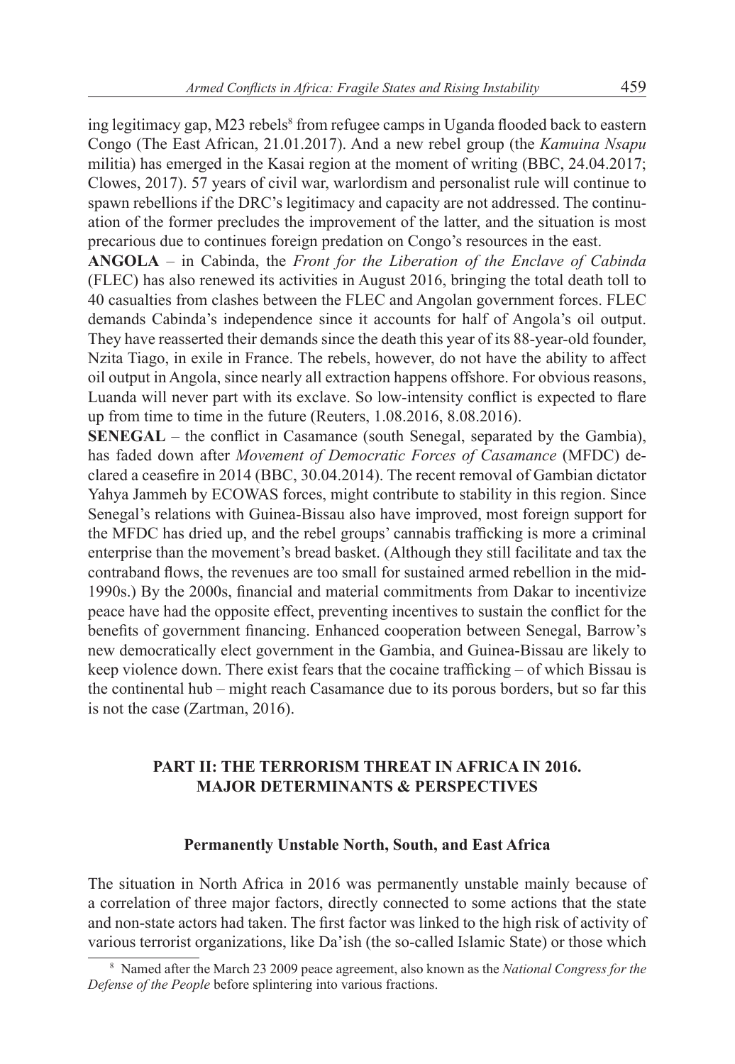ing legitimacy gap, M23 rebels[8] from refugee camps in Uganda flooded back to eastern Congo (The East African, 21.01.2017). And a new rebel group (the *Kamuina Nsapu* militia) has emerged in the Kasai region at the moment of writing (BBC, 24.04.2017; Clowes, 2017). 57 years of civil war, warlordism and personalist rule will continue to spawn rebellions if the DRC's legitimacy and capacity are not addressed. The continuation of the former precludes the improvement of the latter, and the situation is most precarious due to continues foreign predation on Congo's resources in the east.

**ANGOLA** – in Cabinda, the *Front for the Liberation of the Enclave of Cabinda* (FLEC) has also renewed its activities in August 2016, bringing the total death toll to 40 casualties from clashes between the FLEC and Angolan government forces. FLEC demands Cabinda's independence since it accounts for half of Angola's oil output. They have reasserted their demands since the death this year of its 88-year-old founder, Nzita Tiago, in exile in France. The rebels, however, do not have the ability to affect oil output in Angola, since nearly all extraction happens offshore. For obvious reasons, Luanda will never part with its exclave. So low-intensity conflict is expected to flare up from time to time in the future (Reuters, 1.08.2016, 8.08.2016).

**SENEGAL** – the conflict in Casamance (south Senegal, separated by the Gambia), has faded down after *Movement of Democratic Forces of Casamance* (MFDC) declared a ceasefire in 2014 (BBC, 30.04.2014). The recent removal of Gambian dictator Yahya Jammeh by ECOWAS forces, might contribute to stability in this region. Since Senegal's relations with Guinea-Bissau also have improved, most foreign support for the MFDC has dried up, and the rebel groups' cannabis trafficking is more a criminal enterprise than the movement's bread basket. (Although they still facilitate and tax the contraband flows, the revenues are too small for sustained armed rebellion in the mid-1990s.) By the 2000s, financial and material commitments from Dakar to incentivize peace have had the opposite effect, preventing incentives to sustain the conflict for the benefits of government financing. Enhanced cooperation between Senegal, Barrow's new democratically elect government in the Gambia, and Guinea-Bissau are likely to keep violence down. There exist fears that the cocaine trafficking – of which Bissau is the continental hub – might reach Casamance due to its porous borders, but so far this is not the case (Zartman, 2016).

## PART II: THE TERRORISM THREAT IN AFRICA IN 2016. MAJOR DETERMINANTS & PERSPECTIVES

### Permanently Unstable North, South, and East Africa

The situation in North Africa in 2016 was permanently unstable mainly because of a correlation of three major factors, directly connected to some actions that the state and non-state actors had taken. The first factor was linked to the high risk of activity of various terrorist organizations, like Da'ish (the so-called Islamic State) or those which

[8] Named after the March 23 2009 peace agreement, also known as the *National Congress for the Defense of the People* before splintering into various fractions.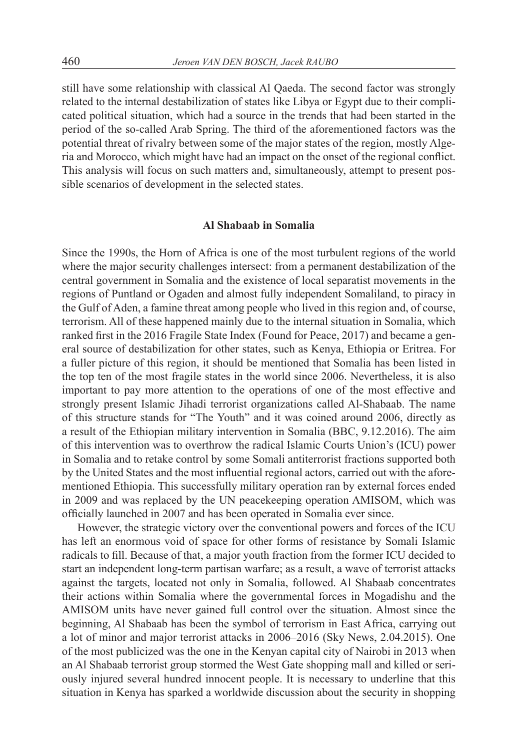still have some relationship with classical Al Qaeda. The second factor was strongly related to the internal destabilization of states like Libya or Egypt due to their complicated political situation, which had a source in the trends that had been started in the period of the so-called Arab Spring. The third of the aforementioned factors was the potential threat of rivalry between some of the major states of the region, mostly Algeria and Morocco, which might have had an impact on the onset of the regional conflict. This analysis will focus on such matters and, simultaneously, attempt to present possible scenarios of development in the selected states.

## Al Shabaab in Somalia

Since the 1990s, the Horn of Africa is one of the most turbulent regions of the world where the major security challenges intersect: from a permanent destabilization of the central government in Somalia and the existence of local separatist movements in the regions of Puntland or Ogaden and almost fully independent Somaliland, to piracy in the Gulf of Aden, a famine threat among people who lived in this region and, of course, terrorism. All of these happened mainly due to the internal situation in Somalia, which ranked first in the 2016 Fragile State Index (Found for Peace, 2017) and became a general source of destabilization for other states, such as Kenya, Ethiopia or Eritrea. For a fuller picture of this region, it should be mentioned that Somalia has been listed in the top ten of the most fragile states in the world since 2006. Nevertheless, it is also important to pay more attention to the operations of one of the most effective and strongly present Islamic Jihadi terrorist organizations called Al-Shabaab. The name of this structure stands for "The Youth" and it was coined around 2006, directly as a result of the Ethiopian military intervention in Somalia (BBC, 9.12.2016). The aim of this intervention was to overthrow the radical Islamic Courts Union's (ICU) power in Somalia and to retake control by some Somali antiterrorist fractions supported both by the United States and the most influential regional actors, carried out with the aforementioned Ethiopia. This successfully military operation ran by external forces ended in 2009 and was replaced by the UN peacekeeping operation AMISOM, which was officially launched in 2007 and has been operated in Somalia ever since.

However, the strategic victory over the conventional powers and forces of the ICU has left an enormous void of space for other forms of resistance by Somali Islamic radicals to fill. Because of that, a major youth fraction from the former ICU decided to start an independent long-term partisan warfare; as a result, a wave of terrorist attacks against the targets, located not only in Somalia, followed. Al Shabaab concentrates their actions within Somalia where the governmental forces in Mogadishu and the AMISOM units have never gained full control over the situation. Almost since the beginning, Al Shabaab has been the symbol of terrorism in East Africa, carrying out a lot of minor and major terrorist attacks in 2006–2016 (Sky News, 2.04.2015). One of the most publicized was the one in the Kenyan capital city of Nairobi in 2013 when an Al Shabaab terrorist group stormed the West Gate shopping mall and killed or seriously injured several hundred innocent people. It is necessary to underline that this situation in Kenya has sparked a worldwide discussion about the security in shopping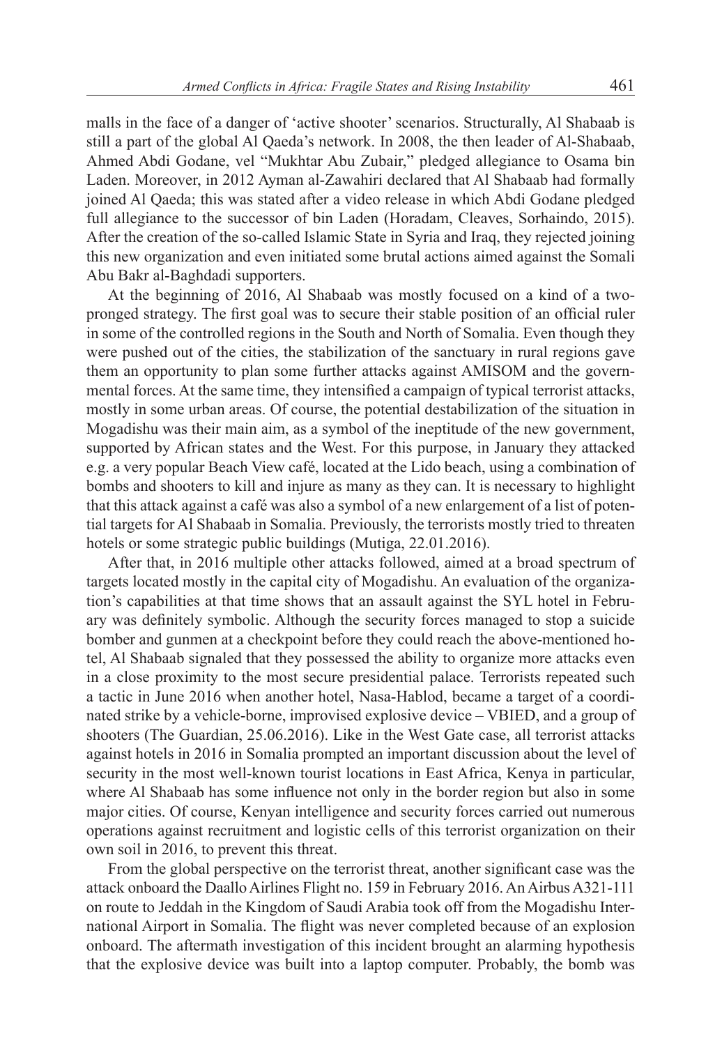malls in the face of a danger of 'active shooter' scenarios. Structurally, Al Shabaab is still a part of the global Al Qaeda's network. In 2008, the then leader of Al-Shabaab, Ahmed Abdi Godane, vel "Mukhtar Abu Zubair," pledged allegiance to Osama bin Laden. Moreover, in 2012 Ayman al-Zawahiri declared that Al Shabaab had formally joined Al Qaeda; this was stated after a video release in which Abdi Godane pledged full allegiance to the successor of bin Laden (Horadam, Cleaves, Sorhaindo, 2015). After the creation of the so-called Islamic State in Syria and Iraq, they rejected joining this new organization and even initiated some brutal actions aimed against the Somali Abu Bakr al-Baghdadi supporters.

At the beginning of 2016, Al Shabaab was mostly focused on a kind of a two-pronged strategy. The first goal was to secure their stable position of an official ruler in some of the controlled regions in the South and North of Somalia. Even though they were pushed out of the cities, the stabilization of the sanctuary in rural regions gave them an opportunity to plan some further attacks against AMISOM and the governmental forces. At the same time, they intensified a campaign of typical terrorist attacks, mostly in some urban areas. Of course, the potential destabilization of the situation in Mogadishu was their main aim, as a symbol of the ineptitude of the new government, supported by African states and the West. For this purpose, in January they attacked e.g. a very popular Beach View café, located at the Lido beach, using a combination of bombs and shooters to kill and injure as many as they can. It is necessary to highlight that this attack against a café was also a symbol of a new enlargement of a list of potential targets for Al Shabaab in Somalia. Previously, the terrorists mostly tried to threaten hotels or some strategic public buildings (Mutiga, 22.01.2016).

After that, in 2016 multiple other attacks followed, aimed at a broad spectrum of targets located mostly in the capital city of Mogadishu. An evaluation of the organization's capabilities at that time shows that an assault against the SYL hotel in February was definitely symbolic. Although the security forces managed to stop a suicide bomber and gunmen at a checkpoint before they could reach the above-mentioned hotel, Al Shabaab signaled that they possessed the ability to organize more attacks even in a close proximity to the most secure presidential palace. Terrorists repeated such a tactic in June 2016 when another hotel, Nasa-Hablod, became a target of a coordinated strike by a vehicle-borne, improvised explosive device – VBIED, and a group of shooters (The Guardian, 25.06.2016). Like in the West Gate case, all terrorist attacks against hotels in 2016 in Somalia prompted an important discussion about the level of security in the most well-known tourist locations in East Africa, Kenya in particular, where Al Shabaab has some influence not only in the border region but also in some major cities. Of course, Kenyan intelligence and security forces carried out numerous operations against recruitment and logistic cells of this terrorist organization on their own soil in 2016, to prevent this threat.

From the global perspective on the terrorist threat, another significant case was the attack onboard the Daallo Airlines Flight no. 159 in February 2016. An Airbus A321-111 on route to Jeddah in the Kingdom of Saudi Arabia took off from the Mogadishu International Airport in Somalia. The flight was never completed because of an explosion onboard. The aftermath investigation of this incident brought an alarming hypothesis that the explosive device was built into a laptop computer. Probably, the bomb was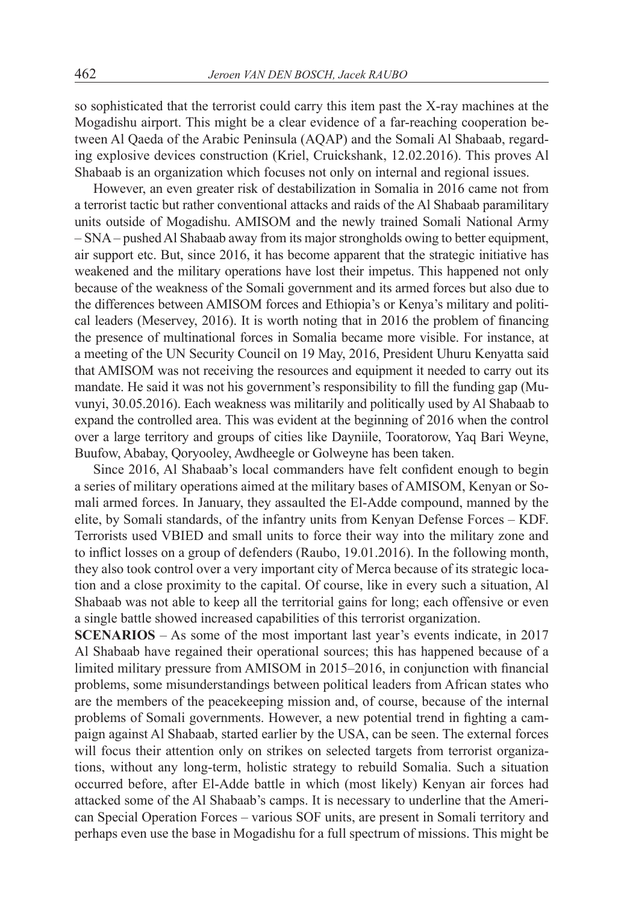so sophisticated that the terrorist could carry this item past the X-ray machines at the Mogadishu airport. This might be a clear evidence of a far-reaching cooperation between Al Qaeda of the Arabic Peninsula (AQAP) and the Somali Al Shabaab, regarding explosive devices construction (Kriel, Cruickshank, 12.02.2016). This proves Al Shabaab is an organization which focuses not only on internal and regional issues.

However, an even greater risk of destabilization in Somalia in 2016 came not from a terrorist tactic but rather conventional attacks and raids of the Al Shabaab paramilitary units outside of Mogadishu. AMISOM and the newly trained Somali National Army – SNA – pushed Al Shabaab away from its major strongholds owing to better equipment, air support etc. But, since 2016, it has become apparent that the strategic initiative has weakened and the military operations have lost their impetus. This happened not only because of the weakness of the Somali government and its armed forces but also due to the differences between AMISOM forces and Ethiopia's or Kenya's military and political leaders (Meservey, 2016). It is worth noting that in 2016 the problem of financing the presence of multinational forces in Somalia became more visible. For instance, at a meeting of the UN Security Council on 19 May, 2016, President Uhuru Kenyatta said that AMISOM was not receiving the resources and equipment it needed to carry out its mandate. He said it was not his government's responsibility to fill the funding gap (Muvunyi, 30.05.2016). Each weakness was militarily and politically used by Al Shabaab to expand the controlled area. This was evident at the beginning of 2016 when the control over a large territory and groups of cities like Dayniile, Tooratorow, Yaq Bari Weyne, Buufow, Ababay, Qoryooley, Awdheegle or Golweyne has been taken.

Since 2016, Al Shabaab's local commanders have felt confident enough to begin a series of military operations aimed at the military bases of AMISOM, Kenyan or Somali armed forces. In January, they assaulted the El-Adde compound, manned by the elite, by Somali standards, of the infantry units from Kenyan Defense Forces – KDF. Terrorists used VBIED and small units to force their way into the military zone and to inflict losses on a group of defenders (Raubo, 19.01.2016). In the following month, they also took control over a very important city of Merca because of its strategic location and a close proximity to the capital. Of course, like in every such a situation, Al Shabaab was not able to keep all the territorial gains for long; each offensive or even a single battle showed increased capabilities of this terrorist organization.

**SCENARIOS** – As some of the most important last year's events indicate, in 2017 Al Shabaab have regained their operational sources; this has happened because of a limited military pressure from AMISOM in 2015–2016, in conjunction with financial problems, some misunderstandings between political leaders from African states who are the members of the peacekeeping mission and, of course, because of the internal problems of Somali governments. However, a new potential trend in fighting a campaign against Al Shabaab, started earlier by the USA, can be seen. The external forces will focus their attention only on strikes on selected targets from terrorist organizations, without any long-term, holistic strategy to rebuild Somalia. Such a situation occurred before, after El-Adde battle in which (most likely) Kenyan air forces had attacked some of the Al Shabaab's camps. It is necessary to underline that the American Special Operation Forces – various SOF units, are present in Somali territory and perhaps even use the base in Mogadishu for a full spectrum of missions. This might be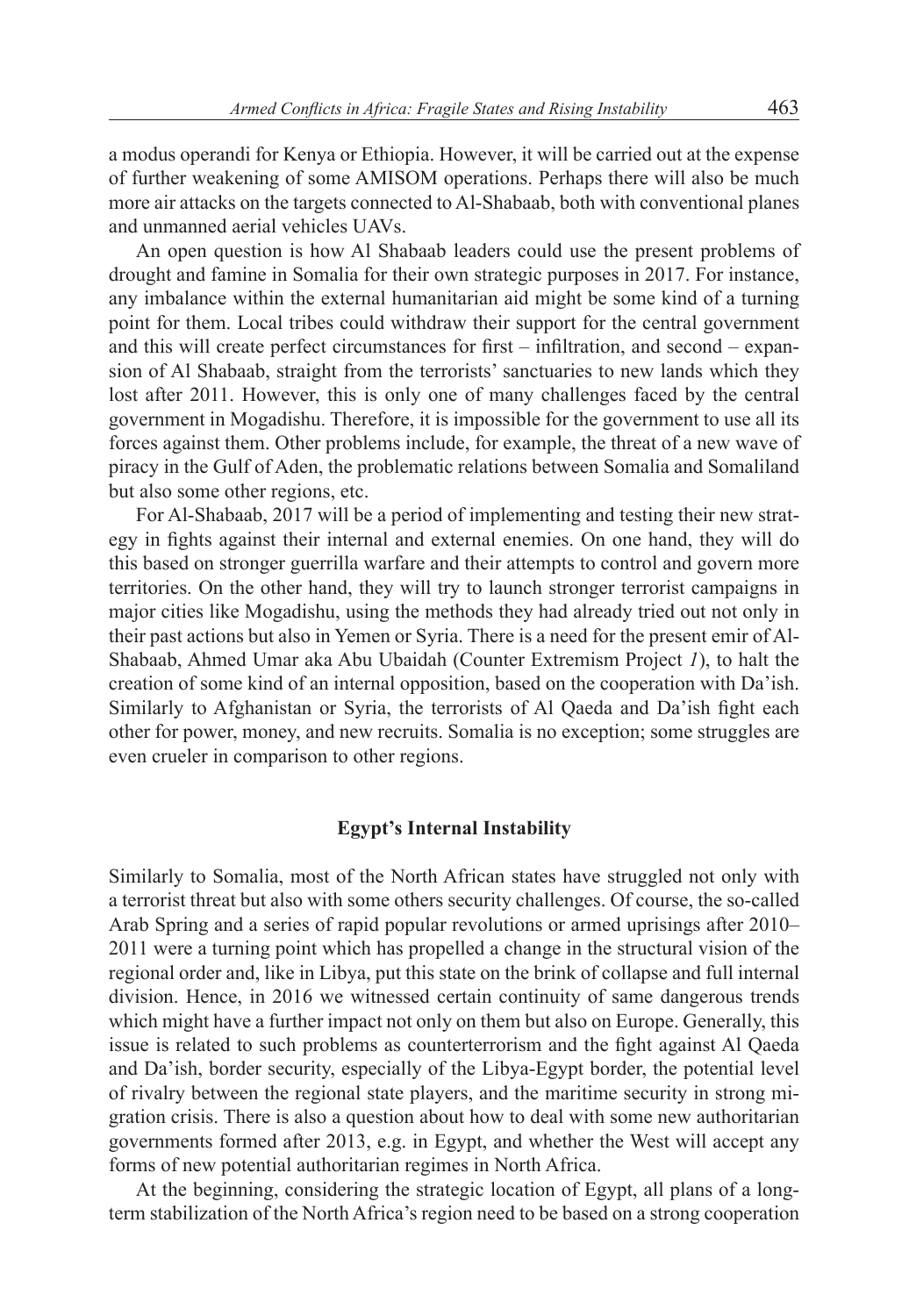a modus operandi for Kenya or Ethiopia. However, it will be carried out at the expense of further weakening of some AMISOM operations. Perhaps there will also be much more air attacks on the targets connected to Al-Shabaab, both with conventional planes and unmanned aerial vehicles UAVs.

An open question is how Al Shabaab leaders could use the present problems of drought and famine in Somalia for their own strategic purposes in 2017. For instance, any imbalance within the external humanitarian aid might be some kind of a turning point for them. Local tribes could withdraw their support for the central government and this will create perfect circumstances for first – infiltration, and second – expansion of Al Shabaab, straight from the terrorists' sanctuaries to new lands which they lost after 2011. However, this is only one of many challenges faced by the central government in Mogadishu. Therefore, it is impossible for the government to use all its forces against them. Other problems include, for example, the threat of a new wave of piracy in the Gulf of Aden, the problematic relations between Somalia and Somaliland but also some other regions, etc.

For Al-Shabaab, 2017 will be a period of implementing and testing their new strategy in fights against their internal and external enemies. On one hand, they will do this based on stronger guerrilla warfare and their attempts to control and govern more territories. On the other hand, they will try to launch stronger terrorist campaigns in major cities like Mogadishu, using the methods they had already tried out not only in their past actions but also in Yemen or Syria. There is a need for the present emir of Al-Shabaab, Ahmed Umar aka Abu Ubaidah (Counter Extremism Project *1*), to halt the creation of some kind of an internal opposition, based on the cooperation with Da'ish. Similarly to Afghanistan or Syria, the terrorists of Al Qaeda and Da'ish fight each other for power, money, and new recruits. Somalia is no exception; some struggles are even crueler in comparison to other regions.

## Egypt's Internal Instability

Similarly to Somalia, most of the North African states have struggled not only with a terrorist threat but also with some others security challenges. Of course, the so-called Arab Spring and a series of rapid popular revolutions or armed uprisings after 2010–2011 were a turning point which has propelled a change in the structural vision of the regional order and, like in Libya, put this state on the brink of collapse and full internal division. Hence, in 2016 we witnessed certain continuity of same dangerous trends which might have a further impact not only on them but also on Europe. Generally, this issue is related to such problems as counterterrorism and the fight against Al Qaeda and Da'ish, border security, especially of the Libya-Egypt border, the potential level of rivalry between the regional state players, and the maritime security in strong migration crisis. There is also a question about how to deal with some new authoritarian governments formed after 2013, e.g. in Egypt, and whether the West will accept any forms of new potential authoritarian regimes in North Africa.

At the beginning, considering the strategic location of Egypt, all plans of a long-term stabilization of the North Africa's region need to be based on a strong cooperation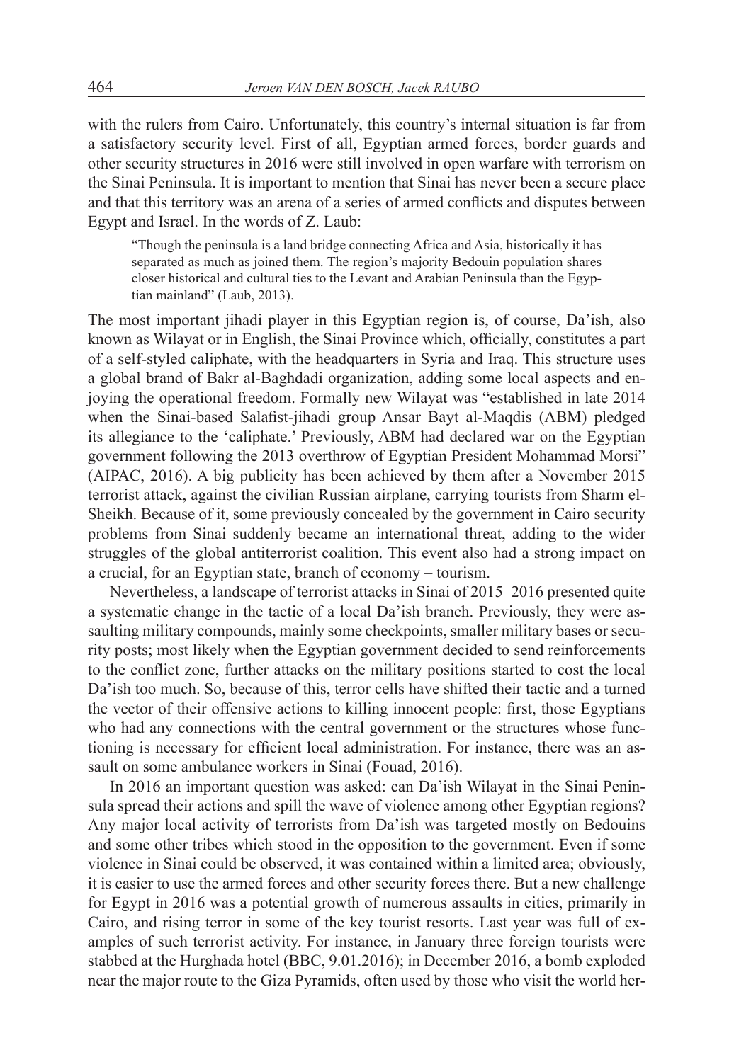with the rulers from Cairo. Unfortunately, this country's internal situation is far from a satisfactory security level. First of all, Egyptian armed forces, border guards and other security structures in 2016 were still involved in open warfare with terrorism on the Sinai Peninsula. It is important to mention that Sinai has never been a secure place and that this territory was an arena of a series of armed conflicts and disputes between Egypt and Israel. In the words of Z. Laub:

> "Though the peninsula is a land bridge connecting Africa and Asia, historically it has separated as much as joined them. The region's majority Bedouin population shares closer historical and cultural ties to the Levant and Arabian Peninsula than the Egyptian mainland" (Laub, 2013).

The most important jihadi player in this Egyptian region is, of course, Da'ish, also known as Wilayat or in English, the Sinai Province which, officially, constitutes a part of a self-styled caliphate, with the headquarters in Syria and Iraq. This structure uses a global brand of Bakr al-Baghdadi organization, adding some local aspects and enjoying the operational freedom. Formally new Wilayat was "established in late 2014 when the Sinai-based Salafist-jihadi group Ansar Bayt al-Maqdis (ABM) pledged its allegiance to the 'caliphate.' Previously, ABM had declared war on the Egyptian government following the 2013 overthrow of Egyptian President Mohammad Morsi" (AIPAC, 2016). A big publicity has been achieved by them after a November 2015 terrorist attack, against the civilian Russian airplane, carrying tourists from Sharm el-Sheikh. Because of it, some previously concealed by the government in Cairo security problems from Sinai suddenly became an international threat, adding to the wider struggles of the global antiterrorist coalition. This event also had a strong impact on a crucial, for an Egyptian state, branch of economy – tourism.

Nevertheless, a landscape of terrorist attacks in Sinai of 2015–2016 presented quite a systematic change in the tactic of a local Da'ish branch. Previously, they were assaulting military compounds, mainly some checkpoints, smaller military bases or security posts; most likely when the Egyptian government decided to send reinforcements to the conflict zone, further attacks on the military positions started to cost the local Da'ish too much. So, because of this, terror cells have shifted their tactic and a turned the vector of their offensive actions to killing innocent people: first, those Egyptians who had any connections with the central government or the structures whose functioning is necessary for efficient local administration. For instance, there was an assault on some ambulance workers in Sinai (Fouad, 2016).

In 2016 an important question was asked: can Da'ish Wilayat in the Sinai Peninsula spread their actions and spill the wave of violence among other Egyptian regions? Any major local activity of terrorists from Da'ish was targeted mostly on Bedouins and some other tribes which stood in the opposition to the government. Even if some violence in Sinai could be observed, it was contained within a limited area; obviously, it is easier to use the armed forces and other security forces there. But a new challenge for Egypt in 2016 was a potential growth of numerous assaults in cities, primarily in Cairo, and rising terror in some of the key tourist resorts. Last year was full of examples of such terrorist activity. For instance, in January three foreign tourists were stabbed at the Hurghada hotel (BBC, 9.01.2016); in December 2016, a bomb exploded near the major route to the Giza Pyramids, often used by those who visit the world her-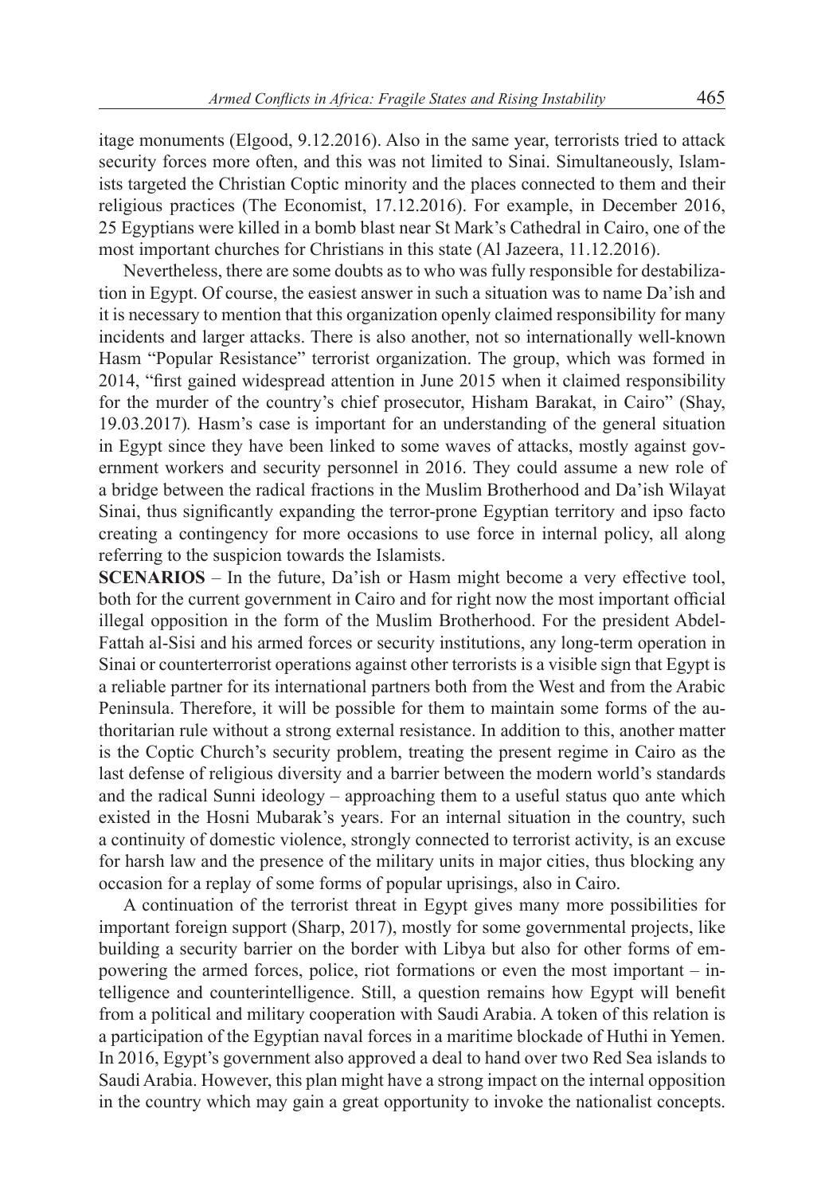itage monuments (Elgood, 9.12.2016). Also in the same year, terrorists tried to attack security forces more often, and this was not limited to Sinai. Simultaneously, Islamists targeted the Christian Coptic minority and the places connected to them and their religious practices (The Economist, 17.12.2016). For example, in December 2016, 25 Egyptians were killed in a bomb blast near St Mark's Cathedral in Cairo, one of the most important churches for Christians in this state (Al Jazeera, 11.12.2016).

Nevertheless, there are some doubts as to who was fully responsible for destabilization in Egypt. Of course, the easiest answer in such a situation was to name Da'ish and it is necessary to mention that this organization openly claimed responsibility for many incidents and larger attacks. There is also another, not so internationally well-known Hasm "Popular Resistance" terrorist organization. The group, which was formed in 2014, "first gained widespread attention in June 2015 when it claimed responsibility for the murder of the country's chief prosecutor, Hisham Barakat, in Cairo" (Shay, 19.03.2017). Hasm's case is important for an understanding of the general situation in Egypt since they have been linked to some waves of attacks, mostly against government workers and security personnel in 2016. They could assume a new role of a bridge between the radical fractions in the Muslim Brotherhood and Da'ish Wilayat Sinai, thus significantly expanding the terror-prone Egyptian territory and ipso facto creating a contingency for more occasions to use force in internal policy, all along referring to the suspicion towards the Islamists.

**SCENARIOS** – In the future, Da'ish or Hasm might become a very effective tool, both for the current government in Cairo and for right now the most important official illegal opposition in the form of the Muslim Brotherhood. For the president Abdel-Fattah al-Sisi and his armed forces or security institutions, any long-term operation in Sinai or counterterrorist operations against other terrorists is a visible sign that Egypt is a reliable partner for its international partners both from the West and from the Arabic Peninsula. Therefore, it will be possible for them to maintain some forms of the authoritarian rule without a strong external resistance. In addition to this, another matter is the Coptic Church's security problem, treating the present regime in Cairo as the last defense of religious diversity and a barrier between the modern world's standards and the radical Sunni ideology – approaching them to a useful status quo ante which existed in the Hosni Mubarak's years. For an internal situation in the country, such a continuity of domestic violence, strongly connected to terrorist activity, is an excuse for harsh law and the presence of the military units in major cities, thus blocking any occasion for a replay of some forms of popular uprisings, also in Cairo.

A continuation of the terrorist threat in Egypt gives many more possibilities for important foreign support (Sharp, 2017), mostly for some governmental projects, like building a security barrier on the border with Libya but also for other forms of empowering the armed forces, police, riot formations or even the most important – intelligence and counterintelligence. Still, a question remains how Egypt will benefit from a political and military cooperation with Saudi Arabia. A token of this relation is a participation of the Egyptian naval forces in a maritime blockade of Huthi in Yemen. In 2016, Egypt's government also approved a deal to hand over two Red Sea islands to Saudi Arabia. However, this plan might have a strong impact on the internal opposition in the country which may gain a great opportunity to invoke the nationalist concepts.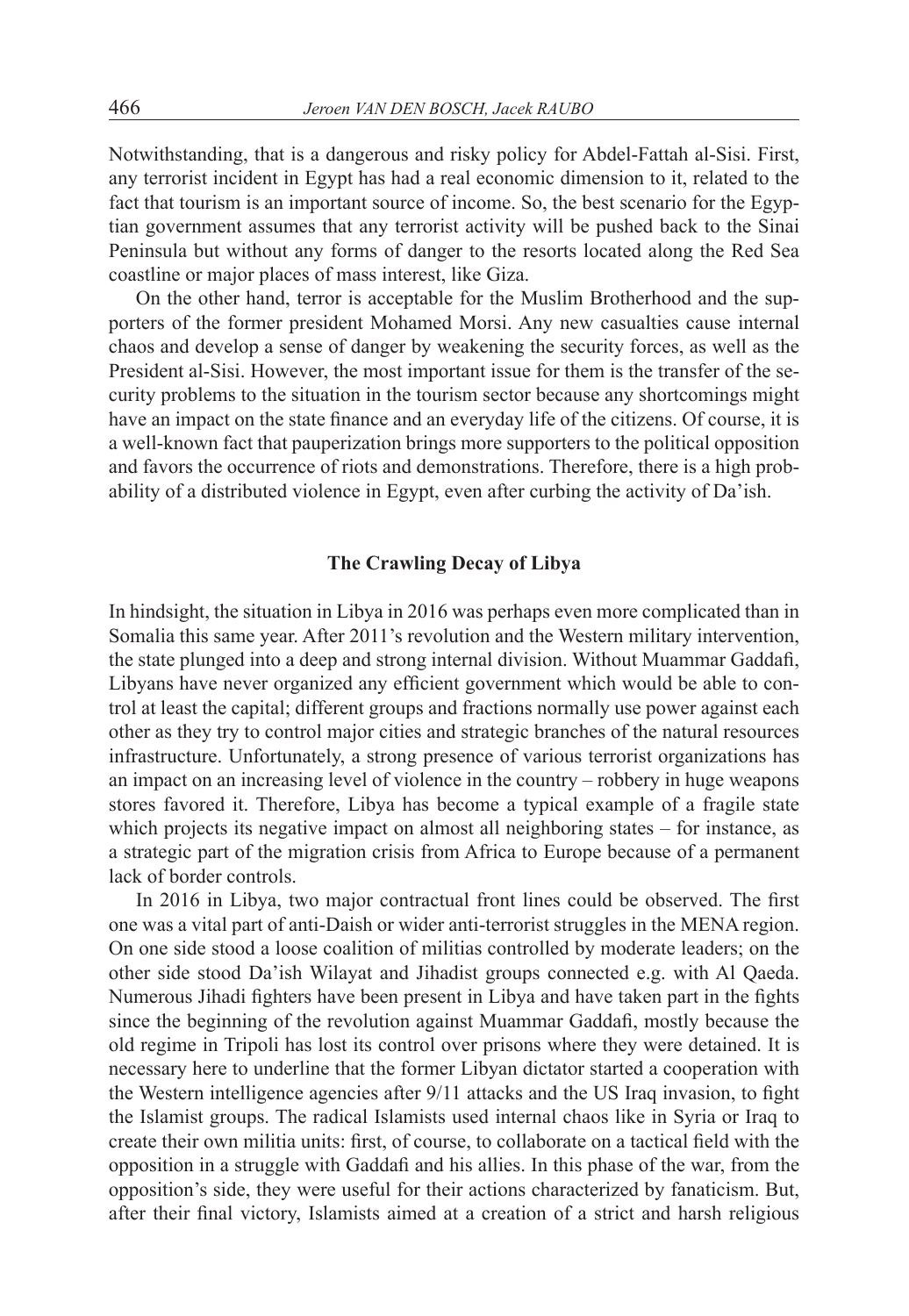Notwithstanding, that is a dangerous and risky policy for Abdel-Fattah al-Sisi. First, any terrorist incident in Egypt has had a real economic dimension to it, related to the fact that tourism is an important source of income. So, the best scenario for the Egyptian government assumes that any terrorist activity will be pushed back to the Sinai Peninsula but without any forms of danger to the resorts located along the Red Sea coastline or major places of mass interest, like Giza.

On the other hand, terror is acceptable for the Muslim Brotherhood and the supporters of the former president Mohamed Morsi. Any new casualties cause internal chaos and develop a sense of danger by weakening the security forces, as well as the President al-Sisi. However, the most important issue for them is the transfer of the security problems to the situation in the tourism sector because any shortcomings might have an impact on the state finance and an everyday life of the citizens. Of course, it is a well-known fact that pauperization brings more supporters to the political opposition and favors the occurrence of riots and demonstrations. Therefore, there is a high probability of a distributed violence in Egypt, even after curbing the activity of Da'ish.

## The Crawling Decay of Libya

In hindsight, the situation in Libya in 2016 was perhaps even more complicated than in Somalia this same year. After 2011's revolution and the Western military intervention, the state plunged into a deep and strong internal division. Without Muammar Gaddafi, Libyans have never organized any efficient government which would be able to control at least the capital; different groups and fractions normally use power against each other as they try to control major cities and strategic branches of the natural resources infrastructure. Unfortunately, a strong presence of various terrorist organizations has an impact on an increasing level of violence in the country – robbery in huge weapons stores favored it. Therefore, Libya has become a typical example of a fragile state which projects its negative impact on almost all neighboring states – for instance, as a strategic part of the migration crisis from Africa to Europe because of a permanent lack of border controls.

In 2016 in Libya, two major contractual front lines could be observed. The first one was a vital part of anti-Daish or wider anti-terrorist struggles in the MENA region. On one side stood a loose coalition of militias controlled by moderate leaders; on the other side stood Da'ish Wilayat and Jihadist groups connected e.g. with Al Qaeda. Numerous Jihadi fighters have been present in Libya and have taken part in the fights since the beginning of the revolution against Muammar Gaddafi, mostly because the old regime in Tripoli has lost its control over prisons where they were detained. It is necessary here to underline that the former Libyan dictator started a cooperation with the Western intelligence agencies after 9/11 attacks and the US Iraq invasion, to fight the Islamist groups. The radical Islamists used internal chaos like in Syria or Iraq to create their own militia units: first, of course, to collaborate on a tactical field with the opposition in a struggle with Gaddafi and his allies. In this phase of the war, from the opposition's side, they were useful for their actions characterized by fanaticism. But, after their final victory, Islamists aimed at a creation of a strict and harsh religious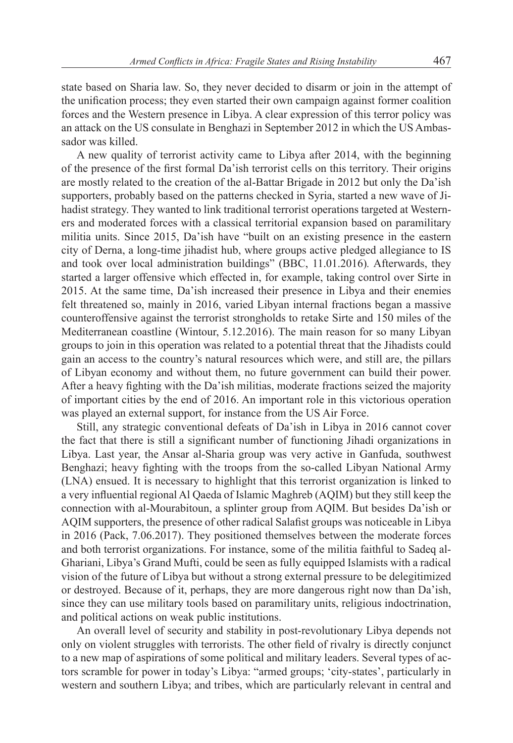state based on Sharia law. So, they never decided to disarm or join in the attempt of the unification process; they even started their own campaign against former coalition forces and the Western presence in Libya. A clear expression of this terror policy was an attack on the US consulate in Benghazi in September 2012 in which the US Ambassador was killed.

A new quality of terrorist activity came to Libya after 2014, with the beginning of the presence of the first formal Da'ish terrorist cells on this territory. Their origins are mostly related to the creation of the al-Battar Brigade in 2012 but only the Da'ish supporters, probably based on the patterns checked in Syria, started a new wave of Jihadist strategy. They wanted to link traditional terrorist operations targeted at Westerners and moderated forces with a classical territorial expansion based on paramilitary militia units. Since 2015, Da'ish have "built on an existing presence in the eastern city of Derna, a long-time jihadist hub, where groups active pledged allegiance to IS and took over local administration buildings" (BBC, 11.01.2016). Afterwards, they started a larger offensive which effected in, for example, taking control over Sirte in 2015. At the same time, Da'ish increased their presence in Libya and their enemies felt threatened so, mainly in 2016, varied Libyan internal fractions began a massive counteroffensive against the terrorist strongholds to retake Sirte and 150 miles of the Mediterranean coastline (Wintour, 5.12.2016). The main reason for so many Libyan groups to join in this operation was related to a potential threat that the Jihadists could gain an access to the country's natural resources which were, and still are, the pillars of Libyan economy and without them, no future government can build their power. After a heavy fighting with the Da'ish militias, moderate fractions seized the majority of important cities by the end of 2016. An important role in this victorious operation was played an external support, for instance from the US Air Force.

Still, any strategic conventional defeats of Da'ish in Libya in 2016 cannot cover the fact that there is still a significant number of functioning Jihadi organizations in Libya. Last year, the Ansar al-Sharia group was very active in Ganfuda, southwest Benghazi; heavy fighting with the troops from the so-called Libyan National Army (LNA) ensued. It is necessary to highlight that this terrorist organization is linked to a very influential regional Al Qaeda of Islamic Maghreb (AQIM) but they still keep the connection with al-Mourabitoun, a splinter group from AQIM. But besides Da'ish or AQIM supporters, the presence of other radical Salafist groups was noticeable in Libya in 2016 (Pack, 7.06.2017). They positioned themselves between the moderate forces and both terrorist organizations. For instance, some of the militia faithful to Sadeq al-Ghariani, Libya's Grand Mufti, could be seen as fully equipped Islamists with a radical vision of the future of Libya but without a strong external pressure to be delegitimized or destroyed. Because of it, perhaps, they are more dangerous right now than Da'ish, since they can use military tools based on paramilitary units, religious indoctrination, and political actions on weak public institutions.

An overall level of security and stability in post-revolutionary Libya depends not only on violent struggles with terrorists. The other field of rivalry is directly conjunct to a new map of aspirations of some political and military leaders. Several types of actors scramble for power in today's Libya: "armed groups; 'city-states', particularly in western and southern Libya; and tribes, which are particularly relevant in central and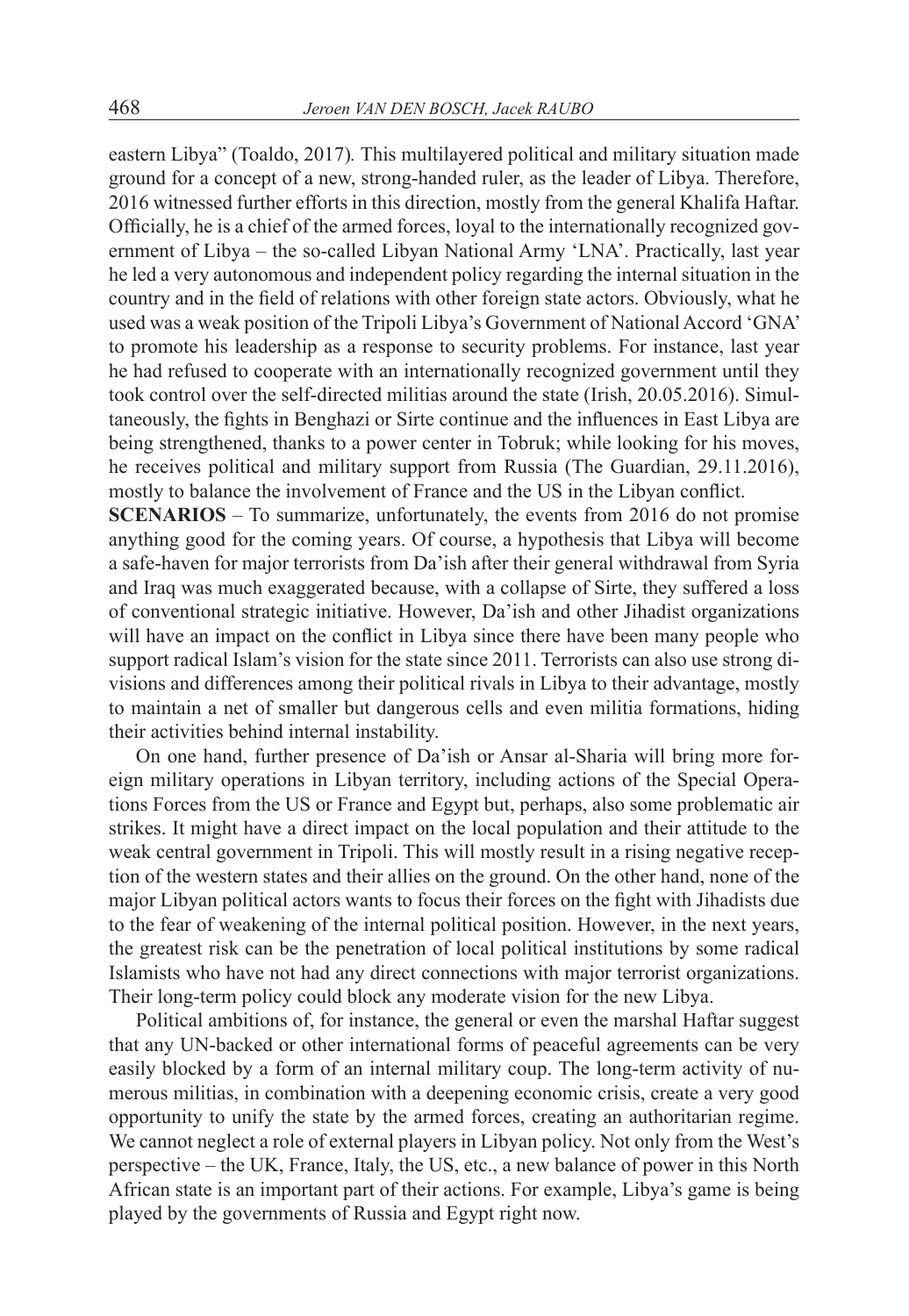eastern Libya" (Toaldo, 2017). This multilayered political and military situation made ground for a concept of a new, strong-handed ruler, as the leader of Libya. Therefore, 2016 witnessed further efforts in this direction, mostly from the general Khalifa Haftar. Officially, he is a chief of the armed forces, loyal to the internationally recognized government of Libya – the so-called Libyan National Army 'LNA'. Practically, last year he led a very autonomous and independent policy regarding the internal situation in the country and in the field of relations with other foreign state actors. Obviously, what he used was a weak position of the Tripoli Libya's Government of National Accord 'GNA' to promote his leadership as a response to security problems. For instance, last year he had refused to cooperate with an internationally recognized government until they took control over the self-directed militias around the state (Irish, 20.05.2016). Simultaneously, the fights in Benghazi or Sirte continue and the influences in East Libya are being strengthened, thanks to a power center in Tobruk; while looking for his moves, he receives political and military support from Russia (The Guardian, 29.11.2016), mostly to balance the involvement of France and the US in the Libyan conflict.

**SCENARIOS** – To summarize, unfortunately, the events from 2016 do not promise anything good for the coming years. Of course, a hypothesis that Libya will become a safe-haven for major terrorists from Da'ish after their general withdrawal from Syria and Iraq was much exaggerated because, with a collapse of Sirte, they suffered a loss of conventional strategic initiative. However, Da'ish and other Jihadist organizations will have an impact on the conflict in Libya since there have been many people who support radical Islam's vision for the state since 2011. Terrorists can also use strong divisions and differences among their political rivals in Libya to their advantage, mostly to maintain a net of smaller but dangerous cells and even militia formations, hiding their activities behind internal instability.

On one hand, further presence of Da'ish or Ansar al-Sharia will bring more foreign military operations in Libyan territory, including actions of the Special Operations Forces from the US or France and Egypt but, perhaps, also some problematic air strikes. It might have a direct impact on the local population and their attitude to the weak central government in Tripoli. This will mostly result in a rising negative reception of the western states and their allies on the ground. On the other hand, none of the major Libyan political actors wants to focus their forces on the fight with Jihadists due to the fear of weakening of the internal political position. However, in the next years, the greatest risk can be the penetration of local political institutions by some radical Islamists who have not had any direct connections with major terrorist organizations. Their long-term policy could block any moderate vision for the new Libya.

Political ambitions of, for instance, the general or even the marshal Haftar suggest that any UN-backed or other international forms of peaceful agreements can be very easily blocked by a form of an internal military coup. The long-term activity of numerous militias, in combination with a deepening economic crisis, create a very good opportunity to unify the state by the armed forces, creating an authoritarian regime. We cannot neglect a role of external players in Libyan policy. Not only from the West's perspective – the UK, France, Italy, the US, etc., a new balance of power in this North African state is an important part of their actions. For example, Libya's game is being played by the governments of Russia and Egypt right now.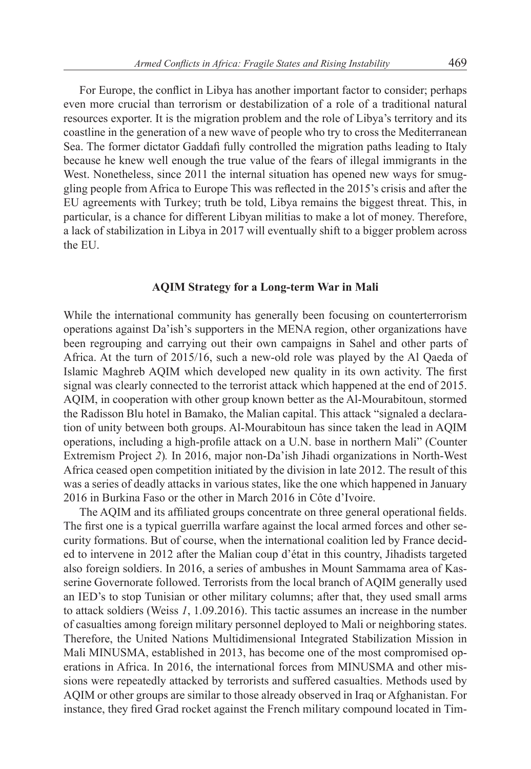For Europe, the conflict in Libya has another important factor to consider; perhaps even more crucial than terrorism or destabilization of a role of a traditional natural resources exporter. It is the migration problem and the role of Libya's territory and its coastline in the generation of a new wave of people who try to cross the Mediterranean Sea. The former dictator Gaddafi fully controlled the migration paths leading to Italy because he knew well enough the true value of the fears of illegal immigrants in the West. Nonetheless, since 2011 the internal situation has opened new ways for smuggling people from Africa to Europe This was reflected in the 2015's crisis and after the EU agreements with Turkey; truth be told, Libya remains the biggest threat. This, in particular, is a chance for different Libyan militias to make a lot of money. Therefore, a lack of stabilization in Libya in 2017 will eventually shift to a bigger problem across the EU.

## AQIM Strategy for a Long-term War in Mali

While the international community has generally been focusing on counterterrorism operations against Da'ish's supporters in the MENA region, other organizations have been regrouping and carrying out their own campaigns in Sahel and other parts of Africa. At the turn of 2015/16, such a new-old role was played by the Al Qaeda of Islamic Maghreb AQIM which developed new quality in its own activity. The first signal was clearly connected to the terrorist attack which happened at the end of 2015. AQIM, in cooperation with other group known better as the Al-Mourabitoun, stormed the Radisson Blu hotel in Bamako, the Malian capital. This attack "signaled a declaration of unity between both groups. Al-Mourabitoun has since taken the lead in AQIM operations, including a high-profile attack on a U.N. base in northern Mali" (Counter Extremism Project *2*). In 2016, major non-Da'ish Jihadi organizations in North-West Africa ceased open competition initiated by the division in late 2012. The result of this was a series of deadly attacks in various states, like the one which happened in January 2016 in Burkina Faso or the other in March 2016 in Côte d'Ivoire.

The AQIM and its affiliated groups concentrate on three general operational fields. The first one is a typical guerrilla warfare against the local armed forces and other security formations. But of course, when the international coalition led by France decided to intervene in 2012 after the Malian coup d'état in this country, Jihadists targeted also foreign soldiers. In 2016, a series of ambushes in Mount Sammama area of Kasserine Governorate followed. Terrorists from the local branch of AQIM generally used an IED's to stop Tunisian or other military columns; after that, they used small arms to attack soldiers (Weiss *1*, 1.09.2016). This tactic assumes an increase in the number of casualties among foreign military personnel deployed to Mali or neighboring states. Therefore, the United Nations Multidimensional Integrated Stabilization Mission in Mali MINUSMA, established in 2013, has become one of the most compromised operations in Africa. In 2016, the international forces from MINUSMA and other missions were repeatedly attacked by terrorists and suffered casualties. Methods used by AQIM or other groups are similar to those already observed in Iraq or Afghanistan. For instance, they fired Grad rocket against the French military compound located in Tim-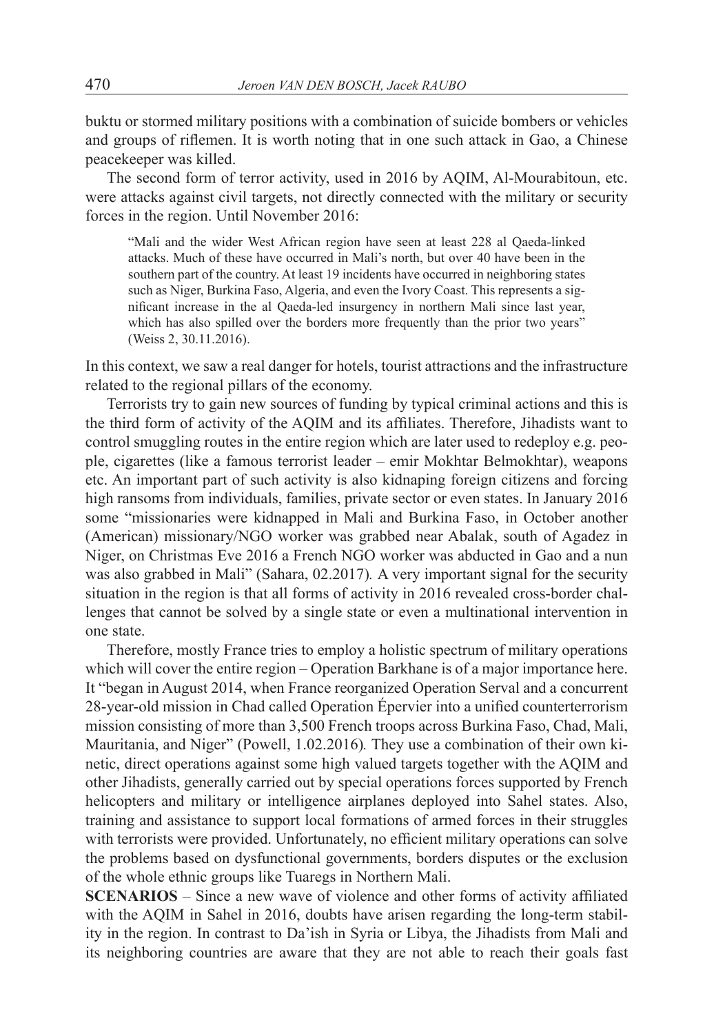buktu or stormed military positions with a combination of suicide bombers or vehicles and groups of riflemen. It is worth noting that in one such attack in Gao, a Chinese peacekeeper was killed.

The second form of terror activity, used in 2016 by AQIM, Al-Mourabitoun, etc. were attacks against civil targets, not directly connected with the military or security forces in the region. Until November 2016:

> "Mali and the wider West African region have seen at least 228 al Qaeda-linked attacks. Much of these have occurred in Mali's north, but over 40 have been in the southern part of the country. At least 19 incidents have occurred in neighboring states such as Niger, Burkina Faso, Algeria, and even the Ivory Coast. This represents a significant increase in the al Qaeda-led insurgency in northern Mali since last year, which has also spilled over the borders more frequently than the prior two years" (Weiss 2, 30.11.2016).

In this context, we saw a real danger for hotels, tourist attractions and the infrastructure related to the regional pillars of the economy.

Terrorists try to gain new sources of funding by typical criminal actions and this is the third form of activity of the AQIM and its affiliates. Therefore, Jihadists want to control smuggling routes in the entire region which are later used to redeploy e.g. people, cigarettes (like a famous terrorist leader – emir Mokhtar Belmokhtar), weapons etc. An important part of such activity is also kidnaping foreign citizens and forcing high ransoms from individuals, families, private sector or even states. In January 2016 some "missionaries were kidnapped in Mali and Burkina Faso, in October another (American) missionary/NGO worker was grabbed near Abalak, south of Agadez in Niger, on Christmas Eve 2016 a French NGO worker was abducted in Gao and a nun was also grabbed in Mali" (Sahara, 02.2017). A very important signal for the security situation in the region is that all forms of activity in 2016 revealed cross-border challenges that cannot be solved by a single state or even a multinational intervention in one state.

Therefore, mostly France tries to employ a holistic spectrum of military operations which will cover the entire region – Operation Barkhane is of a major importance here. It "began in August 2014, when France reorganized Operation Serval and a concurrent 28-year-old mission in Chad called Operation Épervier into a unified counterterrorism mission consisting of more than 3,500 French troops across Burkina Faso, Chad, Mali, Mauritania, and Niger" (Powell, 1.02.2016). They use a combination of their own kinetic, direct operations against some high valued targets together with the AQIM and other Jihadists, generally carried out by special operations forces supported by French helicopters and military or intelligence airplanes deployed into Sahel states. Also, training and assistance to support local formations of armed forces in their struggles with terrorists were provided. Unfortunately, no efficient military operations can solve the problems based on dysfunctional governments, borders disputes or the exclusion of the whole ethnic groups like Tuaregs in Northern Mali.

**SCENARIOS** – Since a new wave of violence and other forms of activity affiliated with the AQIM in Sahel in 2016, doubts have arisen regarding the long-term stability in the region. In contrast to Da'ish in Syria or Libya, the Jihadists from Mali and its neighboring countries are aware that they are not able to reach their goals fast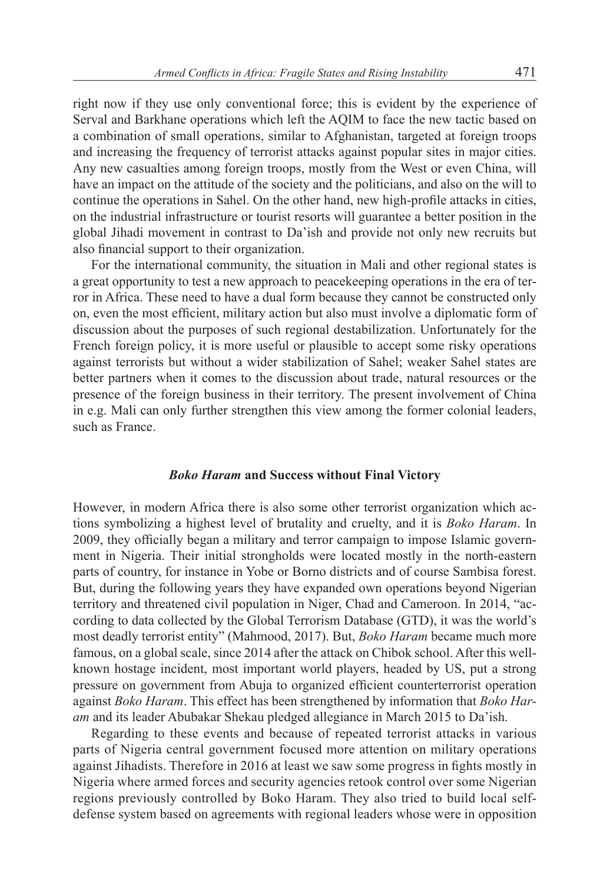right now if they use only conventional force; this is evident by the experience of Serval and Barkhane operations which left the AQIM to face the new tactic based on a combination of small operations, similar to Afghanistan, targeted at foreign troops and increasing the frequency of terrorist attacks against popular sites in major cities. Any new casualties among foreign troops, mostly from the West or even China, will have an impact on the attitude of the society and the politicians, and also on the will to continue the operations in Sahel. On the other hand, new high-profile attacks in cities, on the industrial infrastructure or tourist resorts will guarantee a better position in the global Jihadi movement in contrast to Da'ish and provide not only new recruits but also financial support to their organization.

For the international community, the situation in Mali and other regional states is a great opportunity to test a new approach to peacekeeping operations in the era of terror in Africa. These need to have a dual form because they cannot be constructed only on, even the most efficient, military action but also must involve a diplomatic form of discussion about the purposes of such regional destabilization. Unfortunately for the French foreign policy, it is more useful or plausible to accept some risky operations against terrorists but without a wider stabilization of Sahel; weaker Sahel states are better partners when it comes to the discussion about trade, natural resources or the presence of the foreign business in their territory. The present involvement of China in e.g. Mali can only further strengthen this view among the former colonial leaders, such as France.

## *Boko Haram* and Success without Final Victory

However, in modern Africa there is also some other terrorist organization which actions symbolizing a highest level of brutality and cruelty, and it is *Boko Haram*. In 2009, they officially began a military and terror campaign to impose Islamic government in Nigeria. Their initial strongholds were located mostly in the north-eastern parts of country, for instance in Yobe or Borno districts and of course Sambisa forest. But, during the following years they have expanded own operations beyond Nigerian territory and threatened civil population in Niger, Chad and Cameroon. In 2014, "according to data collected by the Global Terrorism Database (GTD), it was the world's most deadly terrorist entity" (Mahmood, 2017). But, *Boko Haram* became much more famous, on a global scale, since 2014 after the attack on Chibok school. After this well-known hostage incident, most important world players, headed by US, put a strong pressure on government from Abuja to organized efficient counterterrorist operation against *Boko Haram*. This effect has been strengthened by information that *Boko Haram* and its leader Abubakar Shekau pledged allegiance in March 2015 to Da'ish.

Regarding to these events and because of repeated terrorist attacks in various parts of Nigeria central government focused more attention on military operations against Jihadists. Therefore in 2016 at least we saw some progress in fights mostly in Nigeria where armed forces and security agencies retook control over some Nigerian regions previously controlled by Boko Haram. They also tried to build local self-defense system based on agreements with regional leaders whose were in opposition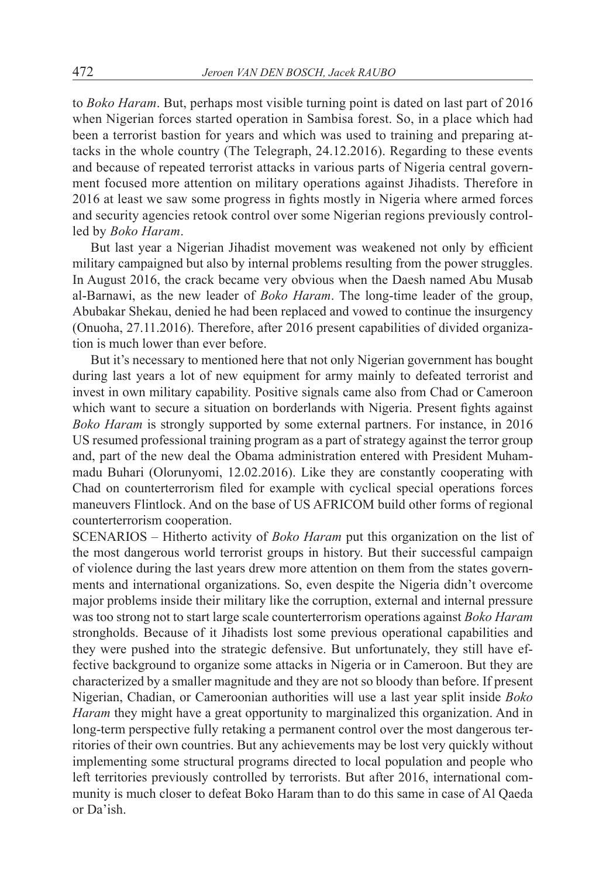to *Boko Haram*. But, perhaps most visible turning point is dated on last part of 2016 when Nigerian forces started operation in Sambisa forest. So, in a place which had been a terrorist bastion for years and which was used to training and preparing attacks in the whole country (The Telegraph, 24.12.2016). Regarding to these events and because of repeated terrorist attacks in various parts of Nigeria central government focused more attention on military operations against Jihadists. Therefore in 2016 at least we saw some progress in fights mostly in Nigeria where armed forces and security agencies retook control over some Nigerian regions previously controlled by *Boko Haram*.

But last year a Nigerian Jihadist movement was weakened not only by efficient military campaigned but also by internal problems resulting from the power struggles. In August 2016, the crack became very obvious when the Daesh named Abu Musab al-Barnawi, as the new leader of *Boko Haram*. The long-time leader of the group, Abubakar Shekau, denied he had been replaced and vowed to continue the insurgency (Onuoha, 27.11.2016). Therefore, after 2016 present capabilities of divided organization is much lower than ever before.

But it's necessary to mentioned here that not only Nigerian government has bought during last years a lot of new equipment for army mainly to defeated terrorist and invest in own military capability. Positive signals came also from Chad or Cameroon which want to secure a situation on borderlands with Nigeria. Present fights against *Boko Haram* is strongly supported by some external partners. For instance, in 2016 US resumed professional training program as a part of strategy against the terror group and, part of the new deal the Obama administration entered with President Muhammadu Buhari (Olorunyomi, 12.02.2016). Like they are constantly cooperating with Chad on counterterrorism filed for example with cyclical special operations forces maneuvers Flintlock. And on the base of US AFRICOM build other forms of regional counterterrorism cooperation.

SCENARIOS – Hitherto activity of *Boko Haram* put this organization on the list of the most dangerous world terrorist groups in history. But their successful campaign of violence during the last years drew more attention on them from the states governments and international organizations. So, even despite the Nigeria didn't overcome major problems inside their military like the corruption, external and internal pressure was too strong not to start large scale counterterrorism operations against *Boko Haram* strongholds. Because of it Jihadists lost some previous operational capabilities and they were pushed into the strategic defensive. But unfortunately, they still have effective background to organize some attacks in Nigeria or in Cameroon. But they are characterized by a smaller magnitude and they are not so bloody than before. If present Nigerian, Chadian, or Cameroonian authorities will use a last year split inside *Boko Haram* they might have a great opportunity to marginalized this organization. And in long-term perspective fully retaking a permanent control over the most dangerous territories of their own countries. But any achievements may be lost very quickly without implementing some structural programs directed to local population and people who left territories previously controlled by terrorists. But after 2016, international community is much closer to defeat Boko Haram than to do this same in case of Al Qaeda or Da'ish.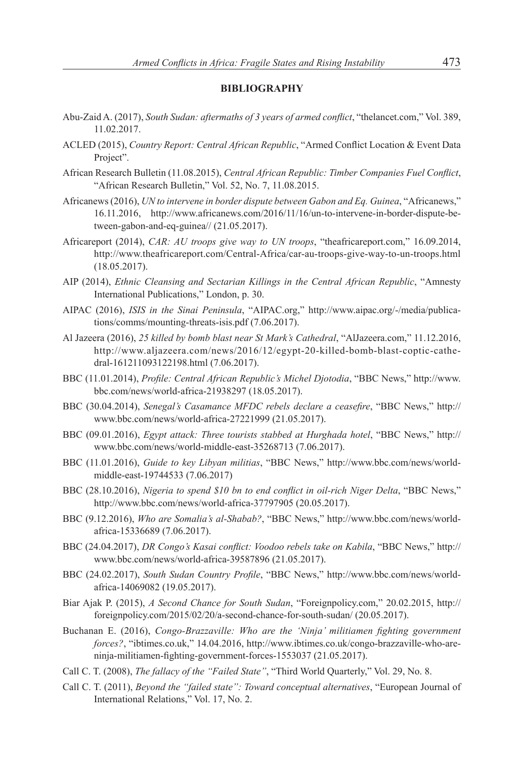**BIBLIOGRAPHY**

Abu-Zaid A. (2017), *South Sudan: aftermaths of 3 years of armed conflict*, "thelancet.com," Vol. 389, 11.02.2017.

ACLED (2015), *Country Report: Central African Republic*, "Armed Conflict Location & Event Data Project".

African Research Bulletin (11.08.2015), *Central African Republic: Timber Companies Fuel Conflict*, "African Research Bulletin," Vol. 52, No. 7, 11.08.2015.

Africanews (2016), *UN to intervene in border dispute between Gabon and Eq. Guinea*, "Africanews," 16.11.2016, http://www.africanews.com/2016/11/16/un-to-intervene-in-border-dispute-between-gabon-and-eq-guinea// (21.05.2017).

Africareport (2014), *CAR: AU troops give way to UN troops*, "theafricareport.com," 16.09.2014, http://www.theafricareport.com/Central-Africa/car-au-troops-give-way-to-un-troops.html (18.05.2017).

AIP (2014), *Ethnic Cleansing and Sectarian Killings in the Central African Republic*, "Amnesty International Publications," London, p. 30.

AIPAC (2016), *ISIS in the Sinai Peninsula*, "AIPAC.org," http://www.aipac.org/-/media/publications/comms/mounting-threats-isis.pdf (7.06.2017).

Al Jazeera (2016), *25 killed by bomb blast near St Mark's Cathedral*, "AlJazeera.com," 11.12.2016, http://www.aljazeera.com/news/2016/12/egypt-20-killed-bomb-blast-coptic-cathedral-161211093122198.html (7.06.2017).

BBC (11.01.2014), *Profile: Central African Republic's Michel Djotodia*, "BBC News," http://www.bbc.com/news/world-africa-21938297 (18.05.2017).

BBC (30.04.2014), *Senegal's Casamance MFDC rebels declare a ceasefire*, "BBC News," http://www.bbc.com/news/world-africa-27221999 (21.05.2017).

BBC (09.01.2016), *Egypt attack: Three tourists stabbed at Hurghada hotel*, "BBC News," http://www.bbc.com/news/world-middle-east-35268713 (7.06.2017).

BBC (11.01.2016), *Guide to key Libyan militias*, "BBC News," http://www.bbc.com/news/world-middle-east-19744533 (7.06.2017)

BBC (28.10.2016), *Nigeria to spend $10 bn to end conflict in oil-rich Niger Delta*, "BBC News," http://www.bbc.com/news/world-africa-37797905 (20.05.2017).

BBC (9.12.2016), *Who are Somalia's al-Shabab?*, "BBC News," http://www.bbc.com/news/world-africa-15336689 (7.06.2017).

BBC (24.04.2017), *DR Congo's Kasai conflict: Voodoo rebels take on Kabila*, "BBC News," http://www.bbc.com/news/world-africa-39587896 (21.05.2017).

BBC (24.02.2017), *South Sudan Country Profile*, "BBC News," http://www.bbc.com/news/world-africa-14069082 (19.05.2017).

Biar Ajak P. (2015), *A Second Chance for South Sudan*, "Foreignpolicy.com," 20.02.2015, http://foreignpolicy.com/2015/02/20/a-second-chance-for-south-sudan/ (20.05.2017).

Buchanan E. (2016), *Congo-Brazzaville: Who are the 'Ninja' militiamen fighting government forces?*, "ibtimes.co.uk," 14.04.2016, http://www.ibtimes.co.uk/congo-brazzaville-who-are-ninja-militiamen-fighting-government-forces-1553037 (21.05.2017).

Call C. T. (2008), *The fallacy of the "Failed State"*, "Third World Quarterly," Vol. 29, No. 8.

Call C. T. (2011), *Beyond the "failed state": Toward conceptual alternatives*, "European Journal of International Relations," Vol. 17, No. 2.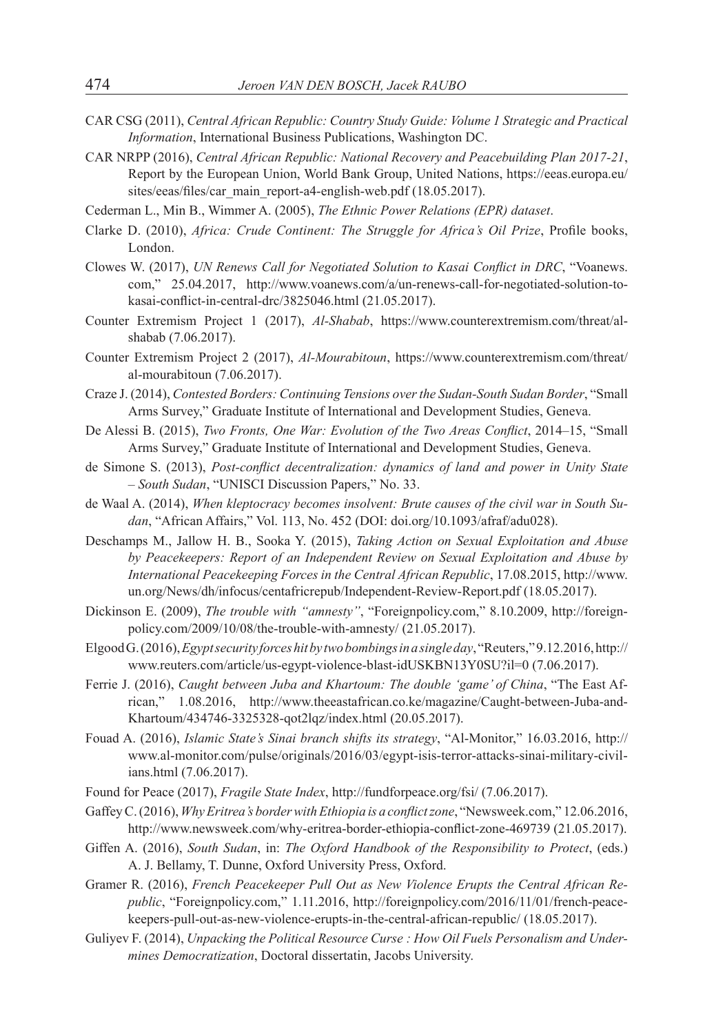CAR CSG (2011), *Central African Republic: Country Study Guide: Volume 1 Strategic and Practical Information*, International Business Publications, Washington DC.

CAR NRPP (2016), *Central African Republic: National Recovery and Peacebuilding Plan 2017-21*, Report by the European Union, World Bank Group, United Nations, https://eeas.europa.eu/sites/eeas/files/car_main_report-a4-english-web.pdf (18.05.2017).

Cederman L., Min B., Wimmer A. (2005), *The Ethnic Power Relations (EPR) dataset*.

Clarke D. (2010), *Africa: Crude Continent: The Struggle for Africa's Oil Prize*, Profile books, London.

Clowes W. (2017), *UN Renews Call for Negotiated Solution to Kasai Conflict in DRC*, "Voanews.com," 25.04.2017, http://www.voanews.com/a/un-renews-call-for-negotiated-solution-to-kasai-conflict-in-central-drc/3825046.html (21.05.2017).

Counter Extremism Project 1 (2017), *Al-Shabab*, https://www.counterextremism.com/threat/al-shabab (7.06.2017).

Counter Extremism Project 2 (2017), *Al-Mourabitoun*, https://www.counterextremism.com/threat/al-mourabitoun (7.06.2017).

Craze J. (2014), *Contested Borders: Continuing Tensions over the Sudan-South Sudan Border*, "Small Arms Survey," Graduate Institute of International and Development Studies, Geneva.

De Alessi B. (2015), *Two Fronts, One War: Evolution of the Two Areas Conflict*, 2014–15, "Small Arms Survey," Graduate Institute of International and Development Studies, Geneva.

de Simone S. (2013), *Post-conflict decentralization: dynamics of land and power in Unity State – South Sudan*, "UNISCI Discussion Papers," No. 33.

de Waal A. (2014), *When kleptocracy becomes insolvent: Brute causes of the civil war in South Sudan*, "African Affairs," Vol. 113, No. 452 (DOI: doi.org/10.1093/afraf/adu028).

Deschamps M., Jallow H. B., Sooka Y. (2015), *Taking Action on Sexual Exploitation and Abuse by Peacekeepers: Report of an Independent Review on Sexual Exploitation and Abuse by International Peacekeeping Forces in the Central African Republic*, 17.08.2015, http://www.un.org/News/dh/infocus/centafricrepub/Independent-Review-Report.pdf (18.05.2017).

Dickinson E. (2009), *The trouble with "amnesty"*, "Foreignpolicy.com," 8.10.2009, http://foreignpolicy.com/2009/10/08/the-trouble-with-amnesty/ (21.05.2017).

Elgood G. (2016), *Egypt security forces hit by two bombings in a single day*, "Reuters," 9.12.2016, http://www.reuters.com/article/us-egypt-violence-blast-idUSKBN13Y0SU?il=0 (7.06.2017).

Ferrie J. (2016), *Caught between Juba and Khartoum: The double 'game' of China*, "The East African," 1.08.2016, http://www.theeastafrican.co.ke/magazine/Caught-between-Juba-and-Khartoum/434746-3325328-qot2lqz/index.html (20.05.2017).

Fouad A. (2016), *Islamic State's Sinai branch shifts its strategy*, "Al-Monitor," 16.03.2016, http://www.al-monitor.com/pulse/originals/2016/03/egypt-isis-terror-attacks-sinai-military-civilians.html (7.06.2017).

Found for Peace (2017), *Fragile State Index*, http://fundforpeace.org/fsi/ (7.06.2017).

Gaffey C. (2016), *Why Eritrea's border with Ethiopia is a conflict zone*, "Newsweek.com," 12.06.2016, http://www.newsweek.com/why-eritrea-border-ethiopia-conflict-zone-469739 (21.05.2017).

Giffen A. (2016), *South Sudan*, in: *The Oxford Handbook of the Responsibility to Protect*, (eds.) A. J. Bellamy, T. Dunne, Oxford University Press, Oxford.

Gramer R. (2016), *French Peacekeeper Pull Out as New Violence Erupts the Central African Republic*, "Foreignpolicy.com," 1.11.2016, http://foreignpolicy.com/2016/11/01/french-peacekeepers-pull-out-as-new-violence-erupts-in-the-central-african-republic/ (18.05.2017).

Guliyev F. (2014), *Unpacking the Political Resource Curse : How Oil Fuels Personalism and Undermines Democratization*, Doctoral dissertatin, Jacobs University.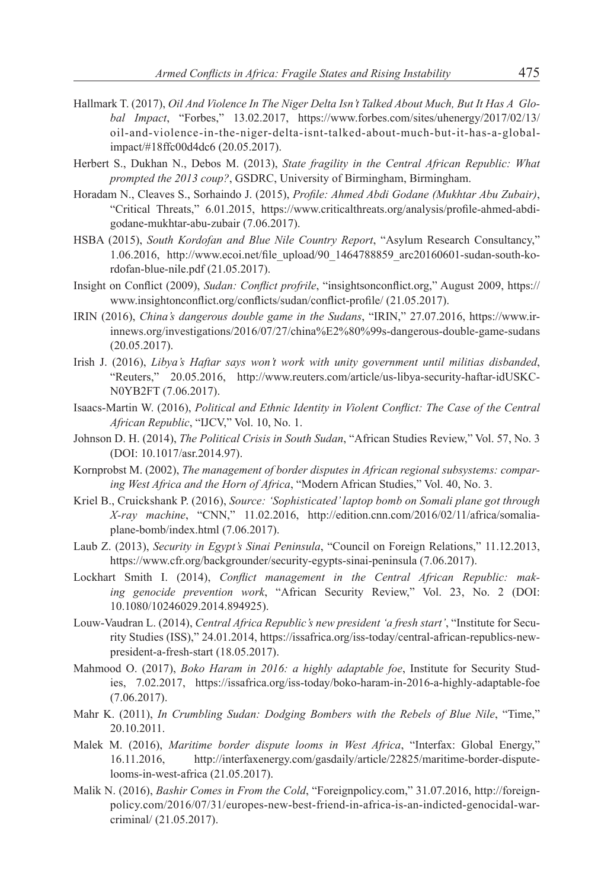Hallmark T. (2017), *Oil And Violence In The Niger Delta Isn't Talked About Much, But It Has A Global Impact*, "Forbes," 13.02.2017, https://www.forbes.com/sites/uhenergy/2017/02/13/oil-and-violence-in-the-niger-delta-isnt-talked-about-much-but-it-has-a-global-impact/#18ffc00d4dc6 (20.05.2017).

Herbert S., Dukhan N., Debos M. (2013), *State fragility in the Central African Republic: What prompted the 2013 coup?*, GSDRC, University of Birmingham, Birmingham.

Horadam N., Cleaves S., Sorhaindo J. (2015), *Profile: Ahmed Abdi Godane (Mukhtar Abu Zubair)*, "Critical Threats," 6.01.2015, https://www.criticalthreats.org/analysis/profile-ahmed-abdi-godane-mukhtar-abu-zubair (7.06.2017).

HSBA (2015), *South Kordofan and Blue Nile Country Report*, "Asylum Research Consultancy," 1.06.2016, http://www.ecoi.net/file_upload/90_1464788859_arc20160601-sudan-south-kordofan-blue-nile.pdf (21.05.2017).

Insight on Conflict (2009), *Sudan: Conflict profrile*, "insightsonconflict.org," August 2009, https://www.insightonconflict.org/conflicts/sudan/conflict-profile/ (21.05.2017).

IRIN (2016), *China's dangerous double game in the Sudans*, "IRIN," 27.07.2016, https://www.irinnews.org/investigations/2016/07/27/china%E2%80%99s-dangerous-double-game-sudans (20.05.2017).

Irish J. (2016), *Libya's Haftar says won't work with unity government until militias disbanded*, "Reuters," 20.05.2016, http://www.reuters.com/article/us-libya-security-haftar-idUSKCN0YB2FT (7.06.2017).

Isaacs-Martin W. (2016), *Political and Ethnic Identity in Violent Conflict: The Case of the Central African Republic*, "IJCV," Vol. 10, No. 1.

Johnson D. H. (2014), *The Political Crisis in South Sudan*, "African Studies Review," Vol. 57, No. 3 (DOI: 10.1017/asr.2014.97).

Kornprobst M. (2002), *The management of border disputes in African regional subsystems: comparing West Africa and the Horn of Africa*, "Modern African Studies," Vol. 40, No. 3.

Kriel B., Cruickshank P. (2016), *Source: 'Sophisticated' laptop bomb on Somali plane got through X-ray machine*, "CNN," 11.02.2016, http://edition.cnn.com/2016/02/11/africa/somalia-plane-bomb/index.html (7.06.2017).

Laub Z. (2013), *Security in Egypt's Sinai Peninsula*, "Council on Foreign Relations," 11.12.2013, https://www.cfr.org/backgrounder/security-egypts-sinai-peninsula (7.06.2017).

Lockhart Smith I. (2014), *Conflict management in the Central African Republic: making genocide prevention work*, "African Security Review," Vol. 23, No. 2 (DOI: 10.1080/10246029.2014.894925).

Louw-Vaudran L. (2014), *Central Africa Republic's new president 'a fresh start'*, "Institute for Security Studies (ISS)," 24.01.2014, https://issafrica.org/iss-today/central-african-republics-new-president-a-fresh-start (18.05.2017).

Mahmood O. (2017), *Boko Haram in 2016: a highly adaptable foe*, Institute for Security Studies, 7.02.2017, https://issafrica.org/iss-today/boko-haram-in-2016-a-highly-adaptable-foe (7.06.2017).

Mahr K. (2011), *In Crumbling Sudan: Dodging Bombers with the Rebels of Blue Nile*, "Time," 20.10.2011.

Malek M. (2016), *Maritime border dispute looms in West Africa*, "Interfax: Global Energy," 16.11.2016, http://interfaxenergy.com/gasdaily/article/22825/maritime-border-dispute-looms-in-west-africa (21.05.2017).

Malik N. (2016), *Bashir Comes in From the Cold*, "Foreignpolicy.com," 31.07.2016, http://foreignpolicy.com/2016/07/31/europes-new-best-friend-in-africa-is-an-indicted-genocidal-war-criminal/ (21.05.2017).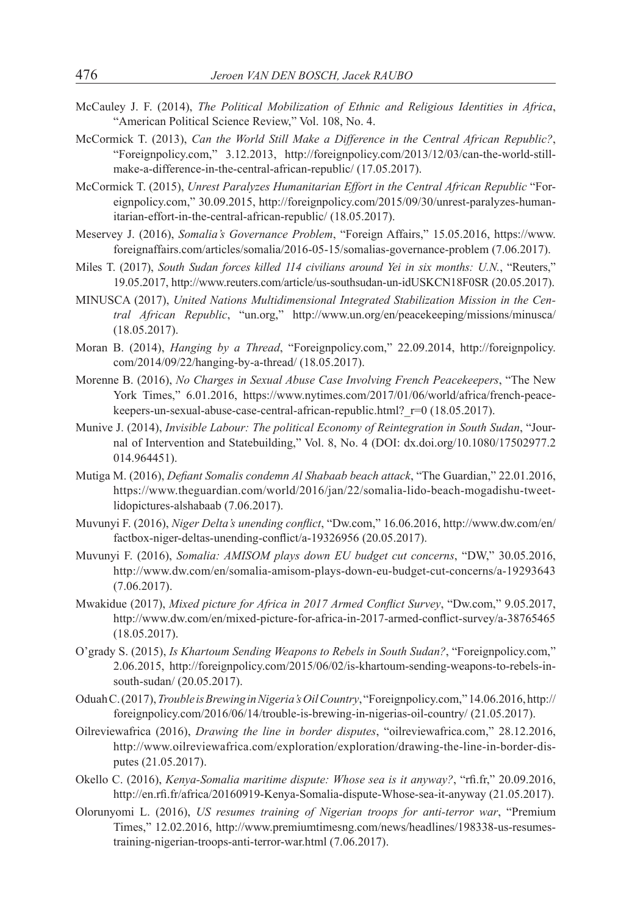McCauley J. F. (2014), *The Political Mobilization of Ethnic and Religious Identities in Africa*, "American Political Science Review," Vol. 108, No. 4.

McCormick T. (2013), *Can the World Still Make a Difference in the Central African Republic?*, "Foreignpolicy.com," 3.12.2013, http://foreignpolicy.com/2013/12/03/can-the-world-still-make-a-difference-in-the-central-african-republic/ (17.05.2017).

McCormick T. (2015), *Unrest Paralyzes Humanitarian Effort in the Central African Republic* "Foreignpolicy.com," 30.09.2015, http://foreignpolicy.com/2015/09/30/unrest-paralyzes-humanitarian-effort-in-the-central-african-republic/ (18.05.2017).

Meservey J. (2016), *Somalia's Governance Problem*, "Foreign Affairs," 15.05.2016, https://www.foreignaffairs.com/articles/somalia/2016-05-15/somalias-governance-problem (7.06.2017).

Miles T. (2017), *South Sudan forces killed 114 civilians around Yei in six months: U.N.*, "Reuters," 19.05.2017, http://www.reuters.com/article/us-southsudan-un-idUSKCN18F0SR (20.05.2017).

MINUSCA (2017), *United Nations Multidimensional Integrated Stabilization Mission in the Central African Republic*, "un.org," http://www.un.org/en/peacekeeping/missions/minusca/ (18.05.2017).

Moran B. (2014), *Hanging by a Thread*, "Foreignpolicy.com," 22.09.2014, http://foreignpolicy.com/2014/09/22/hanging-by-a-thread/ (18.05.2017).

Morenne B. (2016), *No Charges in Sexual Abuse Case Involving French Peacekeepers*, "The New York Times," 6.01.2016, https://www.nytimes.com/2017/01/06/world/africa/french-peacekeepers-un-sexual-abuse-case-central-african-republic.html?_r=0 (18.05.2017).

Munive J. (2014), *Invisible Labour: The political Economy of Reintegration in South Sudan*, "Journal of Intervention and Statebuilding," Vol. 8, No. 4 (DOI: dx.doi.org/10.1080/17502977.2014.964451).

Mutiga M. (2016), *Defiant Somalis condemn Al Shabaab beach attack*, "The Guardian," 22.01.2016, https://www.theguardian.com/world/2016/jan/22/somalia-lido-beach-mogadishu-tweet-lidopictures-alshabaab (7.06.2017).

Muvunyi F. (2016), *Niger Delta's unending conflict*, "Dw.com," 16.06.2016, http://www.dw.com/en/factbox-niger-deltas-unending-conflict/a-19326956 (20.05.2017).

Muvunyi F. (2016), *Somalia: AMISOM plays down EU budget cut concerns*, "DW," 30.05.2016, http://www.dw.com/en/somalia-amisom-plays-down-eu-budget-cut-concerns/a-19293643 (7.06.2017).

Mwakidue (2017), *Mixed picture for Africa in 2017 Armed Conflict Survey*, "Dw.com," 9.05.2017, http://www.dw.com/en/mixed-picture-for-africa-in-2017-armed-conflict-survey/a-38765465 (18.05.2017).

O'grady S. (2015), *Is Khartoum Sending Weapons to Rebels in South Sudan?*, "Foreignpolicy.com," 2.06.2015, http://foreignpolicy.com/2015/06/02/is-khartoum-sending-weapons-to-rebels-in-south-sudan/ (20.05.2017).

Oduah C. (2017), *Trouble is Brewing in Nigeria's Oil Country*, "Foreignpolicy.com," 14.06.2016, http://foreignpolicy.com/2016/06/14/trouble-is-brewing-in-nigerias-oil-country/ (21.05.2017).

Oilreviewafrica (2016), *Drawing the line in border disputes*, "oilreviewafrica.com," 28.12.2016, http://www.oilreviewafrica.com/exploration/exploration/drawing-the-line-in-border-disputes (21.05.2017).

Okello C. (2016), *Kenya-Somalia maritime dispute: Whose sea is it anyway?*, "rfi.fr," 20.09.2016, http://en.rfi.fr/africa/20160919-Kenya-Somalia-dispute-Whose-sea-it-anyway (21.05.2017).

Olorunyomi L. (2016), *US resumes training of Nigerian troops for anti-terror war*, "Premium Times," 12.02.2016, http://www.premiumtimesng.com/news/headlines/198338-us-resumes-training-nigerian-troops-anti-terror-war.html (7.06.2017).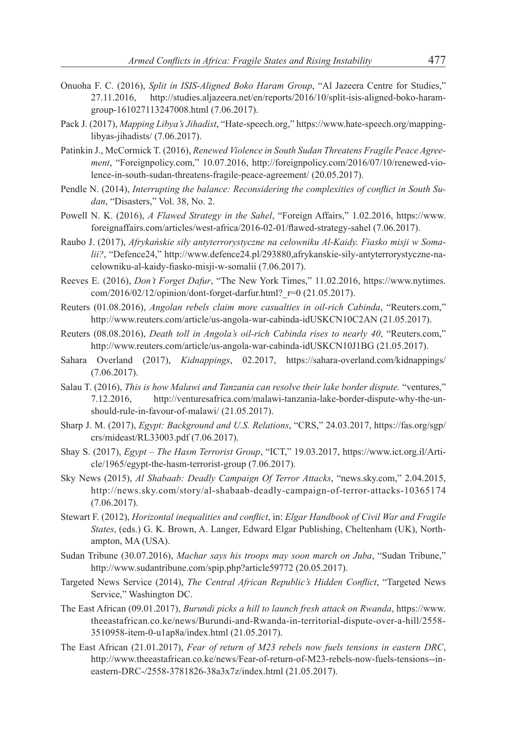Onuoha F. C. (2016), *Split in ISIS-Aligned Boko Haram Group*, "Al Jazeera Centre for Studies," 27.11.2016, http://studies.aljazeera.net/en/reports/2016/10/split-isis-aligned-boko-haram-group-161027113247008.html (7.06.2017).

Pack J. (2017), *Mapping Libya's Jihadist*, "Hate-speech.org," https://www.hate-speech.org/mapping-libyas-jihadists/ (7.06.2017).

Patinkin J., McCormick T. (2016), *Renewed Violence in South Sudan Threatens Fragile Peace Agreement*, "Foreignpolicy.com," 10.07.2016, http://foreignpolicy.com/2016/07/10/renewed-violence-in-south-sudan-threatens-fragile-peace-agreement/ (20.05.2017).

Pendle N. (2014), *Interrupting the balance: Reconsidering the complexities of conflict in South Sudan*, "Disasters," Vol. 38, No. 2.

Powell N. K. (2016), *A Flawed Strategy in the Sahel*, "Foreign Affairs," 1.02.2016, https://www.foreignaffairs.com/articles/west-africa/2016-02-01/flawed-strategy-sahel (7.06.2017).

Raubo J. (2017), *Afrykańskie siły antyterrorystyczne na celowniku Al-Kaidy. Fiasko misji w Somalii?*, "Defence24," http://www.defence24.pl/293880,afrykanskie-sily-antyterrorystyczne-na-celowniku-al-kaidy-fiasko-misji-w-somalii (7.06.2017).

Reeves E. (2016), *Don't Forget Dafur*, "The New York Times," 11.02.2016, https://www.nytimes.com/2016/02/12/opinion/dont-forget-darfur.html?_r=0 (21.05.2017).

Reuters (01.08.2016), *Angolan rebels claim more casualties in oil-rich Cabinda*, "Reuters.com," http://www.reuters.com/article/us-angola-war-cabinda-idUSKCN10C2AN (21.05.2017).

Reuters (08.08.2016), *Death toll in Angola's oil-rich Cabinda rises to nearly 40*, "Reuters.com," http://www.reuters.com/article/us-angola-war-cabinda-idUSKCN10J1BG (21.05.2017).

Sahara Overland (2017), *Kidnappings*, 02.2017, https://sahara-overland.com/kidnappings/ (7.06.2017).

Salau T. (2016), *This is how Malawi and Tanzania can resolve their lake border dispute.* "ventures," 7.12.2016, http://venturesafrica.com/malawi-tanzania-lake-border-dispute-why-the-un-should-rule-in-favour-of-malawi/ (21.05.2017).

Sharp J. M. (2017), *Egypt: Background and U.S. Relations*, "CRS," 24.03.2017, https://fas.org/sgp/crs/mideast/RL33003.pdf (7.06.2017).

Shay S. (2017), *Egypt – The Hasm Terrorist Group*, "ICT," 19.03.2017, https://www.ict.org.il/Article/1965/egypt-the-hasm-terrorist-group (7.06.2017).

Sky News (2015), *Al Shabaab: Deadly Campaign Of Terror Attacks*, "news.sky.com," 2.04.2015, http://news.sky.com/story/al-shabaab-deadly-campaign-of-terror-attacks-10365174 (7.06.2017).

Stewart F. (2012), *Horizontal inequalities and conflict*, in: *Elgar Handbook of Civil War and Fragile States*, (eds.) G. K. Brown, A. Langer, Edward Elgar Publishing, Cheltenham (UK), Northampton, MA (USA).

Sudan Tribune (30.07.2016), *Machar says his troops may soon march on Juba*, "Sudan Tribune," http://www.sudantribune.com/spip.php?article59772 (20.05.2017).

Targeted News Service (2014), *The Central African Republic's Hidden Conflict*, "Targeted News Service," Washington DC.

The East African (09.01.2017), *Burundi picks a hill to launch fresh attack on Rwanda*, https://www.theeastafrican.co.ke/news/Burundi-and-Rwanda-in-territorial-dispute-over-a-hill/2558-3510958-item-0-u1ap8a/index.html (21.05.2017).

The East African (21.01.2017), *Fear of return of M23 rebels now fuels tensions in eastern DRC*, http://www.theeastafrican.co.ke/news/Fear-of-return-of-M23-rebels-now-fuels-tensions--in-eastern-DRC-/2558-3781826-38a3x7z/index.html (21.05.2017).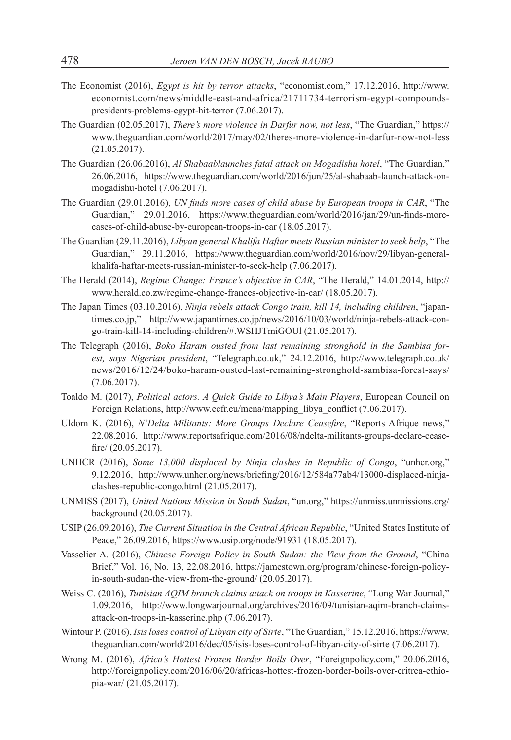The Economist (2016), *Egypt is hit by terror attacks*, "economist.com," 17.12.2016, http://www.economist.com/news/middle-east-and-africa/21711734-terrorism-egypt-compounds-presidents-problems-egypt-hit-terror (7.06.2017).

The Guardian (02.05.2017), *There's more violence in Darfur now, not less*, "The Guardian," https://www.theguardian.com/world/2017/may/02/theres-more-violence-in-darfur-now-not-less (21.05.2017).

The Guardian (26.06.2016), *Al Shabaablaunches fatal attack on Mogadishu hotel*, "The Guardian," 26.06.2016, https://www.theguardian.com/world/2016/jun/25/al-shabaab-launch-attack-on-mogadishu-hotel (7.06.2017).

The Guardian (29.01.2016), *UN finds more cases of child abuse by European troops in CAR*, "The Guardian," 29.01.2016, https://www.theguardian.com/world/2016/jan/29/un-finds-more-cases-of-child-abuse-by-european-troops-in-car (18.05.2017).

The Guardian (29.11.2016), *Libyan general Khalifa Haftar meets Russian minister to seek help*, "The Guardian," 29.11.2016, https://www.theguardian.com/world/2016/nov/29/libyan-general-khalifa-haftar-meets-russian-minister-to-seek-help (7.06.2017).

The Herald (2014), *Regime Change: France's objective in CAR*, "The Herald," 14.01.2014, http://www.herald.co.zw/regime-change-frances-objective-in-car/ (18.05.2017).

The Japan Times (03.10.2016), *Ninja rebels attack Congo train, kill 14, including children*, "japantimes.co.jp," http://www.japantimes.co.jp/news/2016/10/03/world/ninja-rebels-attack-congo-train-kill-14-including-children/#.WSHJTmiGOUl (21.05.2017).

The Telegraph (2016), *Boko Haram ousted from last remaining stronghold in the Sambisa forest, says Nigerian president*, "Telegraph.co.uk," 24.12.2016, http://www.telegraph.co.uk/news/2016/12/24/boko-haram-ousted-last-remaining-stronghold-sambisa-forest-says/ (7.06.2017).

Toaldo M. (2017), *Political actors. A Quick Guide to Libya's Main Players*, European Council on Foreign Relations, http://www.ecfr.eu/mena/mapping_libya_conflict (7.06.2017).

Uldom K. (2016), *N'Delta Militants: More Groups Declare Ceasefire*, "Reports Afrique news," 22.08.2016, http://www.reportsafrique.com/2016/08/ndelta-militants-groups-declare-ceasefire/ (20.05.2017).

UNHCR (2016), *Some 13,000 displaced by Ninja clashes in Republic of Congo*, "unhcr.org," 9.12.2016, http://www.unhcr.org/news/briefing/2016/12/584a77ab4/13000-displaced-ninja-clashes-republic-congo.html (21.05.2017).

UNMISS (2017), *United Nations Mission in South Sudan*, "un.org," https://unmiss.unmissions.org/background (20.05.2017).

USIP (26.09.2016), *The Current Situation in the Central African Republic*, "United States Institute of Peace," 26.09.2016, https://www.usip.org/node/91931 (18.05.2017).

Vasselier A. (2016), *Chinese Foreign Policy in South Sudan: the View from the Ground*, "China Brief," Vol. 16, No. 13, 22.08.2016, https://jamestown.org/program/chinese-foreign-policy-in-south-sudan-the-view-from-the-ground/ (20.05.2017).

Weiss C. (2016), *Tunisian AQIM branch claims attack on troops in Kasserine*, "Long War Journal," 1.09.2016, http://www.longwarjournal.org/archives/2016/09/tunisian-aqim-branch-claims-attack-on-troops-in-kasserine.php (7.06.2017).

Wintour P. (2016), *Isis loses control of Libyan city of Sirte*, "The Guardian," 15.12.2016, https://www.theguardian.com/world/2016/dec/05/isis-loses-control-of-libyan-city-of-sirte (7.06.2017).

Wrong M. (2016), *Africa's Hottest Frozen Border Boils Over*, "Foreignpolicy.com," 20.06.2016, http://foreignpolicy.com/2016/06/20/africas-hottest-frozen-border-boils-over-eritrea-ethiopia-war/ (21.05.2017).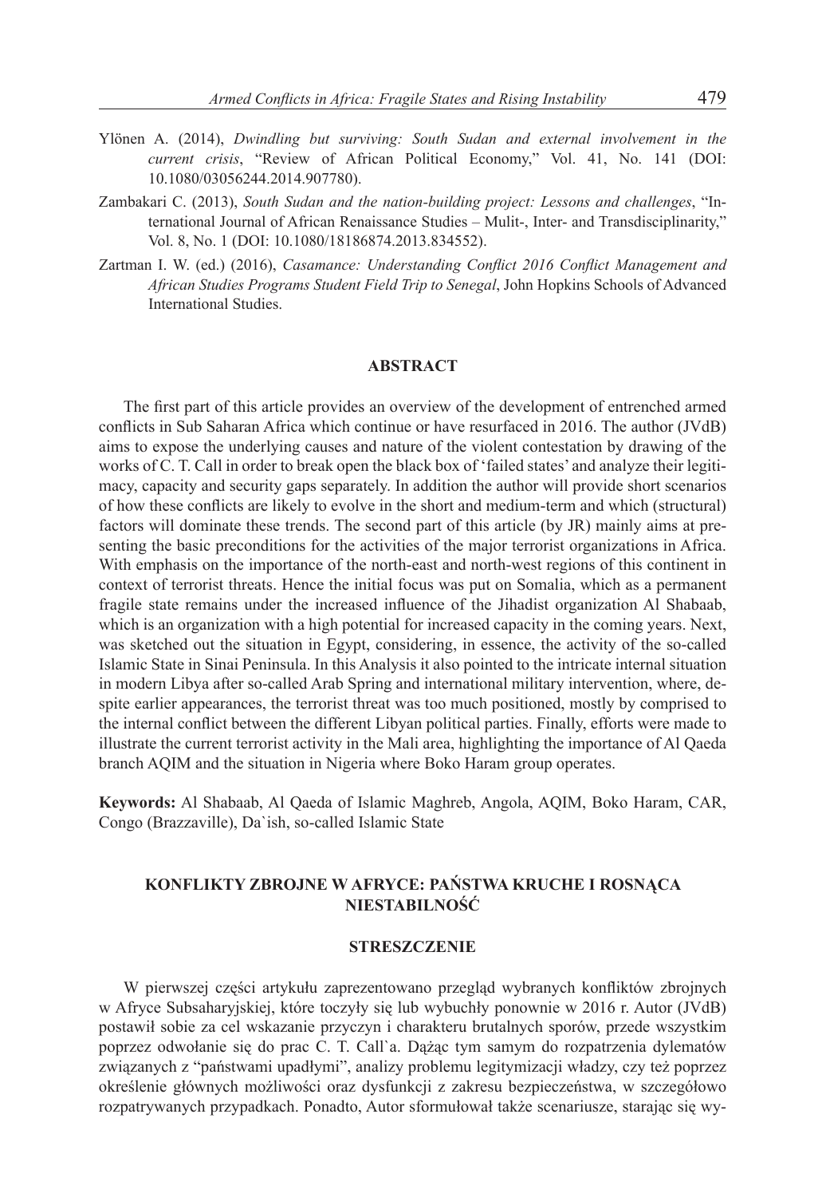Ylönen A. (2014), *Dwindling but surviving: South Sudan and external involvement in the current crisis*, "Review of African Political Economy," Vol. 41, No. 141 (DOI: 10.1080/03056244.2014.907780).

Zambakari C. (2013), *South Sudan and the nation-building project: Lessons and challenges*, "International Journal of African Renaissance Studies – Mulit-, Inter- and Transdisciplinarity," Vol. 8, No. 1 (DOI: 10.1080/18186874.2013.834552).

Zartman I. W. (ed.) (2016), *Casamance: Understanding Conflict 2016 Conflict Management and African Studies Programs Student Field Trip to Senegal*, John Hopkins Schools of Advanced International Studies.

## ABSTRACT

The first part of this article provides an overview of the development of entrenched armed conflicts in Sub Saharan Africa which continue or have resurfaced in 2016. The author (JVdB) aims to expose the underlying causes and nature of the violent contestation by drawing of the works of C. T. Call in order to break open the black box of 'failed states' and analyze their legitimacy, capacity and security gaps separately. In addition the author will provide short scenarios of how these conflicts are likely to evolve in the short and medium-term and which (structural) factors will dominate these trends. The second part of this article (by JR) mainly aims at presenting the basic preconditions for the activities of the major terrorist organizations in Africa. With emphasis on the importance of the north-east and north-west regions of this continent in context of terrorist threats. Hence the initial focus was put on Somalia, which as a permanent fragile state remains under the increased influence of the Jihadist organization Al Shabaab, which is an organization with a high potential for increased capacity in the coming years. Next, was sketched out the situation in Egypt, considering, in essence, the activity of the so-called Islamic State in Sinai Peninsula. In this Analysis it also pointed to the intricate internal situation in modern Libya after so-called Arab Spring and international military intervention, where, despite earlier appearances, the terrorist threat was too much positioned, mostly by comprised to the internal conflict between the different Libyan political parties. Finally, efforts were made to illustrate the current terrorist activity in the Mali area, highlighting the importance of Al Qaeda branch AQIM and the situation in Nigeria where Boko Haram group operates.

**Keywords:** Al Shabaab, Al Qaeda of Islamic Maghreb, Angola, AQIM, Boko Haram, CAR, Congo (Brazzaville), Da`ish, so-called Islamic State

## KONFLIKTY ZBROJNE W AFRYCE: PAŃSTWA KRUCHE I ROSNĄCA NIESTABILNOŚĆ

### STRESZCZENIE

W pierwszej części artykułu zaprezentowano przegląd wybranych konfliktów zbrojnych w Afryce Subsaharyjskiej, które toczyły się lub wybuchły ponownie w 2016 r. Autor (JVdB) postawił sobie za cel wskazanie przyczyn i charakteru brutalnych sporów, przede wszystkim poprzez odwołanie się do prac C. T. Call`a. Dążąc tym samym do rozpatrzenia dylematów związanych z "państwami upadłymi", analizy problemu legitymizacji władzy, czy też poprzez określenie głównych możliwości oraz dysfunkcji z zakresu bezpieczeństwa, w szczegółowo rozpatrywanych przypadkach. Ponadto, Autor sformułował także scenariusze, starając się wy-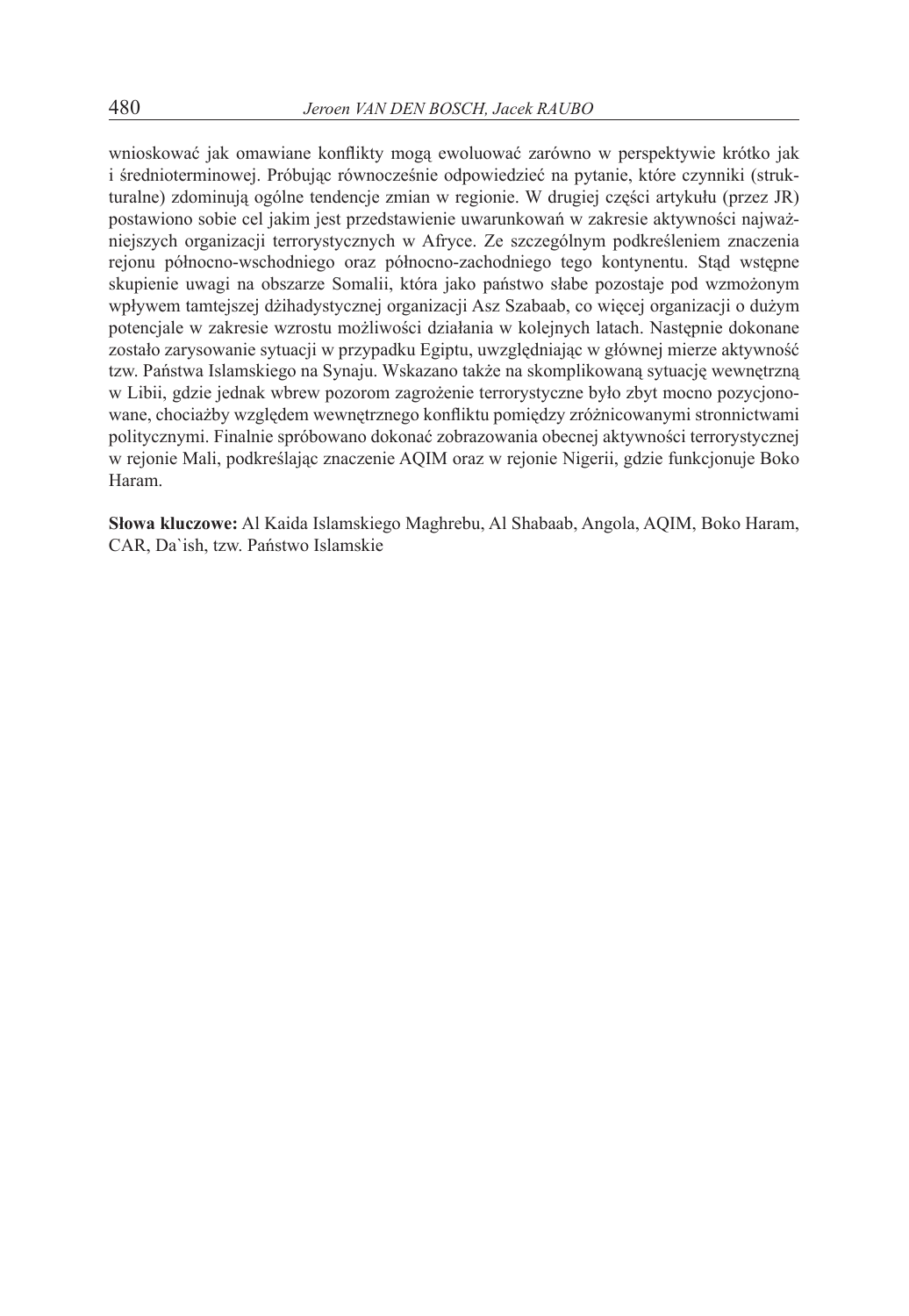wnioskować jak omawiane konflikty mogą ewoluować zarówno w perspektywie krótko jak i średnioterminowej. Próbując równocześnie odpowiedzieć na pytanie, które czynniki (strukturalne) zdominują ogólne tendencje zmian w regionie. W drugiej części artykułu (przez JR) postawiono sobie cel jakim jest przedstawienie uwarunkowań w zakresie aktywności najważniejszych organizacji terrorystycznych w Afryce. Ze szczególnym podkreśleniem znaczenia rejonu północno-wschodniego oraz północno-zachodniego tego kontynentu. Stąd wstępne skupienie uwagi na obszarze Somalii, która jako państwo słabe pozostaje pod wzmożonym wpływem tamtejszej dżihadystycznej organizacji Asz Szabaab, co więcej organizacji o dużym potencjale w zakresie wzrostu możliwości działania w kolejnych latach. Następnie dokonane zostało zarysowanie sytuacji w przypadku Egiptu, uwzględniając w głównej mierze aktywność tzw. Państwa Islamskiego na Synaju. Wskazano także na skomplikowaną sytuację wewnętrzną w Libii, gdzie jednak wbrew pozorom zagrożenie terrorystyczne było zbyt mocno pozycjonowane, chociażby względem wewnętrznego konfliktu pomiędzy zróżnicowanymi stronnictwami politycznymi. Finalnie spróbowano dokonać zobrazowania obecnej aktywności terrorystycznej w rejonie Mali, podkreślając znaczenie AQIM oraz w rejonie Nigerii, gdzie funkcjonuje Boko Haram.

**Słowa kluczowe:** Al Kaida Islamskiego Maghrebu, Al Shabaab, Angola, AQIM, Boko Haram, CAR, Da`ish, tzw. Państwo Islamskie